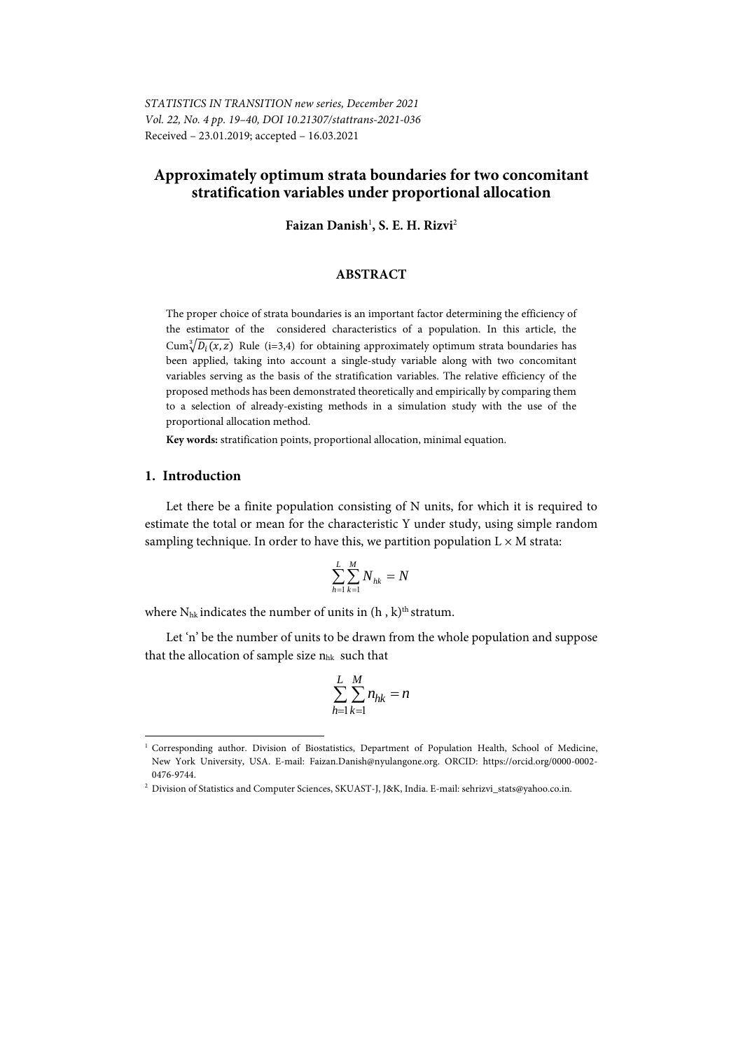STATISTICS IN TRANSITION new series, December 2021
Vol. 22, No. 4 pp. 19–40, DOI 10.21307/stattrans-2021-036
Received – 23.01.2019; accepted – 16.03.2021

# Approximately optimum strata boundaries for two concomitant stratification variables under proportional allocation

**Faizan Danish**[1]**, S. E. H. Rizvi**[2]

## ABSTRACT

The proper choice of strata boundaries is an important factor determining the efficiency of the estimator of the considered characteristics of a population. In this article, the Cum$\sqrt[3]{D_i(x,z)}$ Rule (i=3,4) for obtaining approximately optimum strata boundaries has been applied, taking into account a single-study variable along with two concomitant variables serving as the basis of the stratification variables. The relative efficiency of the proposed methods has been demonstrated theoretically and empirically by comparing them to a selection of already-existing methods in a simulation study with the use of the proportional allocation method.

**Key words:** stratification points, proportional allocation, minimal equation.

## 1. Introduction

Let there be a finite population consisting of N units, for which it is required to estimate the total or mean for the characteristic Y under study, using simple random sampling technique. In order to have this, we partition population L × M strata:

$$\sum_{h=1}^{L}\sum_{k=1}^{M} N_{hk} = N$$

where $N_{hk}$ indicates the number of units in $(h\,,k)^{th}$ stratum.

Let 'n' be the number of units to be drawn from the whole population and suppose that the allocation of sample size $n_{hk}$ such that

$$\sum_{h=1}^{L}\sum_{k=1}^{M} n_{hk} = n$$

[1] Corresponding author. Division of Biostatistics, Department of Population Health, School of Medicine, New York University, USA. E-mail: Faizan.Danish@nyulangone.org. ORCID: https://orcid.org/0000-0002-0476-9744.

[2] Division of Statistics and Computer Sciences, SKUAST-J, J&K, India. E-mail: sehrizvi_stats@yahoo.co.in.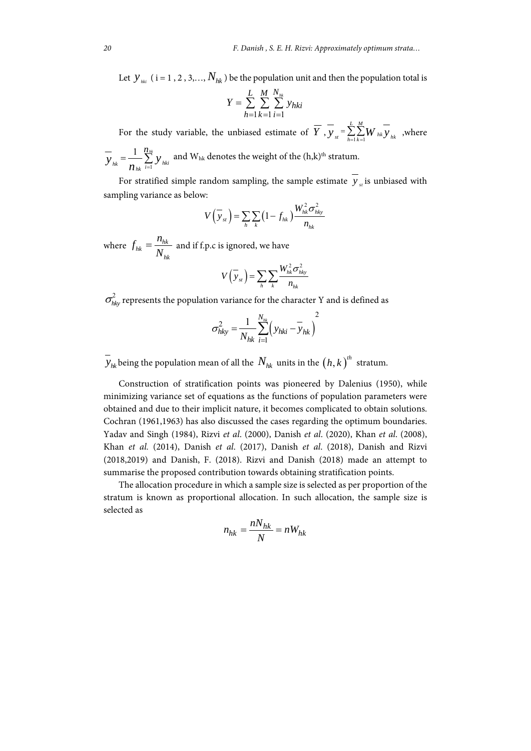Let $y_{hki}$ ( i = 1 , 2 , 3,…, $N_{hk}$ ) be the population unit and then the population total is

$$Y = \sum_{h=1}^{L} \sum_{k=1}^{M} \sum_{i=1}^{N_{hk}} y_{hki}$$

For the study variable, the unbiased estimate of $\overline{Y}$ , $\overline{y}_{st} = \sum_{h=1}^{L} \sum_{k=1}^{M} W_{hk} \overline{y}_{hk}$ ,where $\overline{y}_{hk} = \frac{1}{n_{hk}} \sum_{i=1}^{n_{hk}} y_{hki}$ and $W_{hk}$ denotes the weight of the (h,k)[th] stratum.

For stratified simple random sampling, the sample estimate $\overline{y}_{st}$ is unbiased with sampling variance as below:

$$V\left(\overline{y}_{st}\right) = \sum_{h} \sum_{k} \left(1 - f_{hk}\right) \frac{W_{hk}^{2} \sigma_{hky}^{2}}{n_{hk}}$$

where $f_{hk} = \frac{n_{hk}}{N_{hk}}$ and if f.p.c is ignored, we have

$$V\left(\overline{y}_{st}\right) = \sum_{h} \sum_{k} \frac{W_{hk}^{2} \sigma_{hky}^{2}}{n_{hk}}$$

$\sigma_{hky}^{2}$ represents the population variance for the character Y and is defined as

$$\sigma_{hky}^{2} = \frac{1}{N_{hk}} \sum_{i=1}^{N_{hk}} \left( y_{hki} - \overline{y}_{hk} \right)^{2}$$

$\overline{y}_{hk}$ being the population mean of all the $N_{hk}$ units in the $\left(h,k\right)^{th}$ stratum.

Construction of stratification points was pioneered by Dalenius (1950), while minimizing variance set of equations as the functions of population parameters were obtained and due to their implicit nature, it becomes complicated to obtain solutions. Cochran (1961,1963) has also discussed the cases regarding the optimum boundaries. Yadav and Singh (1984), Rizvi *et al*. (2000), Danish *et al*. (2020), Khan *et al*. (2008), Khan *et al.* (2014), Danish *et al*. (2017), Danish *et al*. (2018), Danish and Rizvi (2018,2019) and Danish, F. (2018). Rizvi and Danish (2018) made an attempt to summarise the proposed contribution towards obtaining stratification points.

The allocation procedure in which a sample size is selected as per proportion of the stratum is known as proportional allocation. In such allocation, the sample size is selected as

$$n_{hk} = \frac{nN_{hk}}{N} = nW_{hk}$$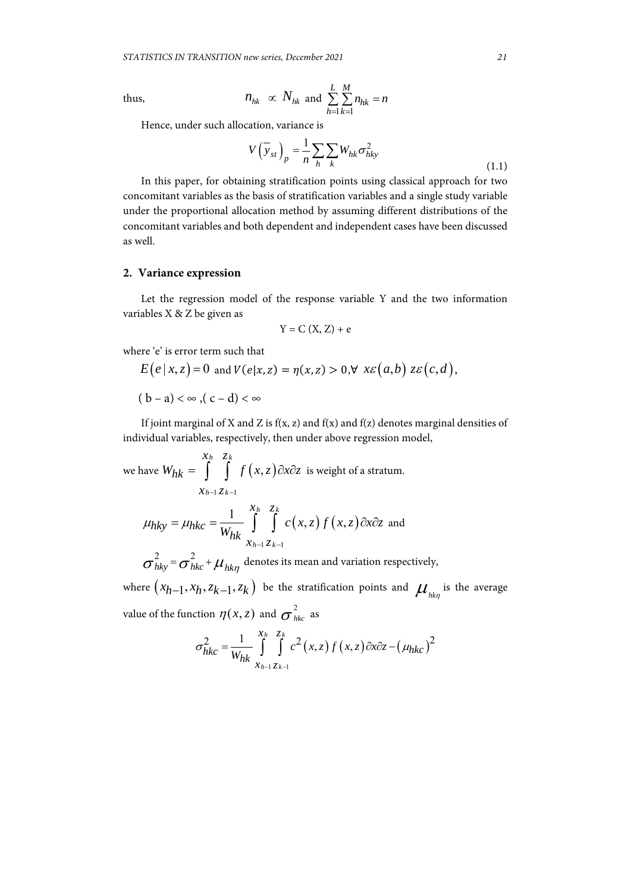thus, $n_{hk} \propto N_{hk}$ and $\sum_{h=1}^{L}\sum_{k=1}^{M} n_{hk} = n$

Hence, under such allocation, variance is

$$V\left(\overline{y}_{st}\right)_{p} = \frac{1}{n}\sum_{h}\sum_{k} W_{hk}\sigma_{hky}^{2} \tag{1.1}$$

In this paper, for obtaining stratification points using classical approach for two concomitant variables as the basis of stratification variables and a single study variable under the proportional allocation method by assuming different distributions of the concomitant variables and both dependent and independent cases have been discussed as well.

## 2. Variance expression

Let the regression model of the response variable Y and the two information variables X & Z be given as

$$\mathrm{Y} = \mathrm{C}\,(\mathrm{X}, \mathrm{Z}) + \mathrm{e}$$

where 'e' is error term such that

$E\left(e \mid x, z\right) = 0$ and $V(e|x, z) = \eta(x, z) > 0, \forall\ x\varepsilon\left(a, b\right)\ z\varepsilon\left(c, d\right),$

$(\mathrm{b} - \mathrm{a}) < \infty, (\mathrm{c} - \mathrm{d}) < \infty$

If joint marginal of X and Z is f(x, z) and f(x) and f(z) denotes marginal densities of individual variables, respectively, then under above regression model,

we have $W_{hk} = \int_{x_{h-1}}^{x_h}\int_{z_{k-1}}^{z_k} f\left(x, z\right)\partial x \partial z$ is weight of a stratum.

$$\mu_{hky} = \mu_{hkc} = \frac{1}{W_{hk}}\int_{x_{h-1}}^{x_h}\int_{z_{k-1}}^{z_k} c\left(x, z\right) f\left(x, z\right)\partial x \partial z \text{ and}$$

$\sigma_{hky}^{2} = \sigma_{hkc}^{2} + \mu_{hk\eta}$ denotes its mean and variation respectively,

where $\left(x_{h-1}, x_h, z_{k-1}, z_k\right)$ be the stratification points and $\mu_{hk\eta}$ is the average value of the function $\eta(x, z)$ and $\sigma_{hkc}^{2}$ as

$$\sigma_{hkc}^{2} = \frac{1}{W_{hk}}\int_{x_{h-1}}^{x_h}\int_{z_{k-1}}^{z_k} c^{2}\left(x, z\right) f\left(x, z\right)\partial x \partial z - \left(\mu_{hkc}\right)^{2}$$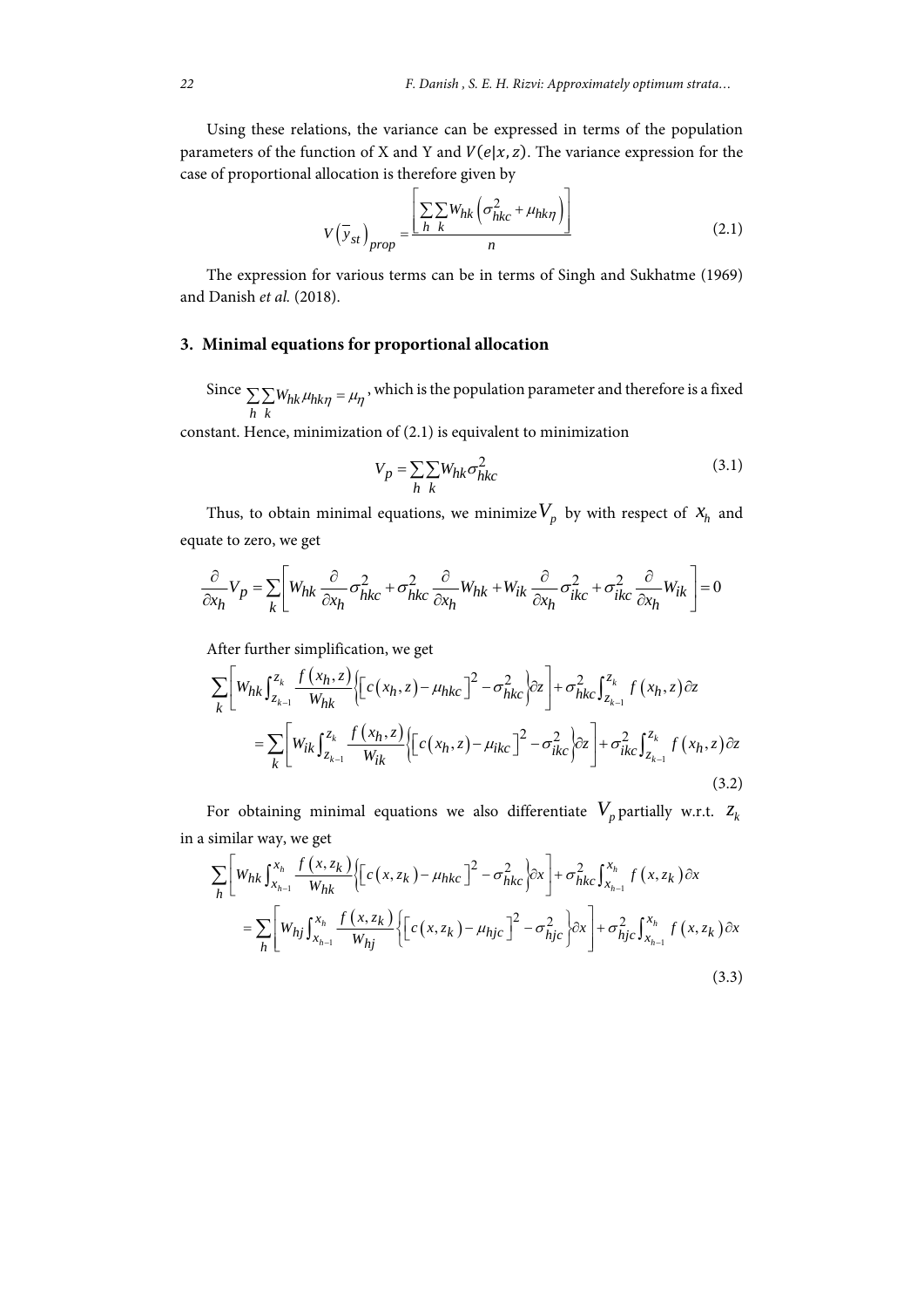Using these relations, the variance can be expressed in terms of the population parameters of the function of X and Y and $V(e|x, z)$. The variance expression for the case of proportional allocation is therefore given by

$$V\left(\overline{y}_{st}\right)_{prop} = \frac{\left[\sum_{h}\sum_{k} W_{hk}\left(\sigma_{hkc}^{2} + \mu_{hk\eta}\right)\right]}{n} \tag{2.1}$$

The expression for various terms can be in terms of Singh and Sukhatme (1969) and Danish *et al.* (2018).

## 3. Minimal equations for proportional allocation

Since $\sum_{h}\sum_{k} W_{hk}\mu_{hk\eta} = \mu_{\eta}$, which is the population parameter and therefore is a fixed constant. Hence, minimization of (2.1) is equivalent to minimization

$$V_{p} = \sum_{h}\sum_{k} W_{hk}\sigma_{hkc}^{2} \tag{3.1}$$

Thus, to obtain minimal equations, we minimize $V_{p}$ by with respect of $x_{h}$ and equate to zero, we get

$$\frac{\partial}{\partial x_{h}} V_{p} = \sum_{k}\left[W_{hk}\frac{\partial}{\partial x_{h}}\sigma_{hkc}^{2} + \sigma_{hkc}^{2}\frac{\partial}{\partial x_{h}}W_{hk} + W_{ik}\frac{\partial}{\partial x_{h}}\sigma_{ikc}^{2} + \sigma_{ikc}^{2}\frac{\partial}{\partial x_{h}}W_{ik}\right] = 0$$

After further simplification, we get

$$\begin{aligned}\sum_{k}&\left[W_{hk}\int_{z_{k-1}}^{z_{k}}\frac{f\left(x_{h},z\right)}{W_{hk}}\left\{\left[c\left(x_{h},z\right)-\mu_{hkc}\right]^{2}-\sigma_{hkc}^{2}\right\}\partial z\right]+\sigma_{hkc}^{2}\int_{z_{k-1}}^{z_{k}} f\left(x_{h},z\right)\partial z \\ &= \sum_{k}\left[W_{ik}\int_{z_{k-1}}^{z_{k}}\frac{f\left(x_{h},z\right)}{W_{ik}}\left\{\left[c\left(x_{h},z\right)-\mu_{ikc}\right]^{2}-\sigma_{ikc}^{2}\right\}\partial z\right]+\sigma_{ikc}^{2}\int_{z_{k-1}}^{z_{k}} f\left(x_{h},z\right)\partial z\end{aligned} \tag{3.2}$$

For obtaining minimal equations we also differentiate $V_{p}$ partially w.r.t. $z_{k}$ in a similar way, we get

$$\begin{aligned}\sum_{h}&\left[W_{hk}\int_{x_{h-1}}^{x_{h}}\frac{f\left(x,z_{k}\right)}{W_{hk}}\left\{\left[c\left(x,z_{k}\right)-\mu_{hkc}\right]^{2}-\sigma_{hkc}^{2}\right\}\partial x\right]+\sigma_{hkc}^{2}\int_{x_{h-1}}^{x_{h}} f\left(x,z_{k}\right)\partial x \\ &= \sum_{h}\left[W_{hj}\int_{x_{h-1}}^{x_{h}}\frac{f\left(x,z_{k}\right)}{W_{hj}}\left\{\left[c\left(x,z_{k}\right)-\mu_{hjc}\right]^{2}-\sigma_{hjc}^{2}\right\}\partial x\right]+\sigma_{hjc}^{2}\int_{x_{h-1}}^{x_{h}} f\left(x,z_{k}\right)\partial x\end{aligned} \tag{3.3}$$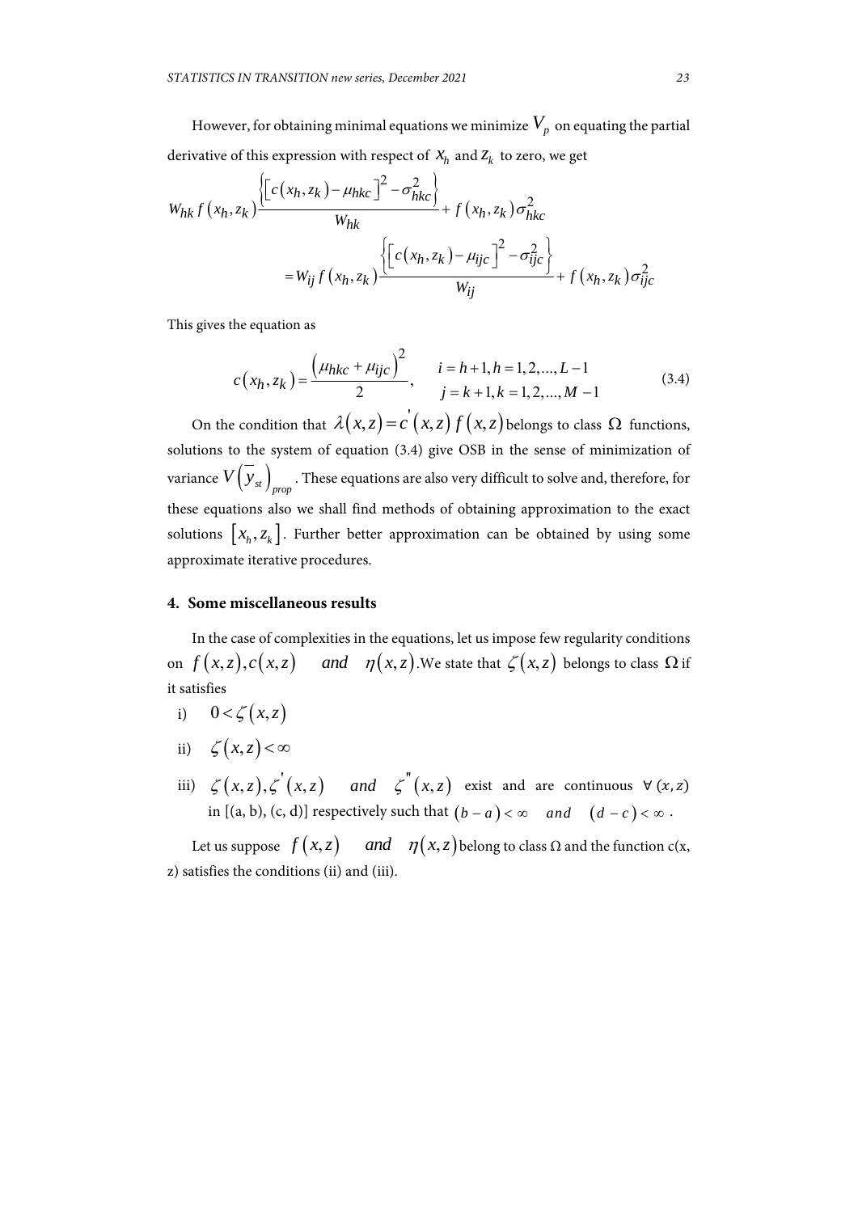However, for obtaining minimal equations we minimize $V_p$ on equating the partial derivative of this expression with respect of $x_h$ and $z_k$ to zero, we get

$$W_{hk} f\left(x_h, z_k\right) \frac{\left\{\left[c\left(x_h, z_k\right) - \mu_{hkc}\right]^2 - \sigma_{hkc}^2\right\}}{W_{hk}} + f\left(x_h, z_k\right) \sigma_{hkc}^2$$

$$= W_{ij} f\left(x_h, z_k\right) \frac{\left\{\left[c\left(x_h, z_k\right) - \mu_{ijc}\right]^2 - \sigma_{ijc}^2\right\}}{W_{ij}} + f\left(x_h, z_k\right) \sigma_{ijc}^2$$

This gives the equation as

$$c\left(x_h, z_k\right) = \frac{\left(\mu_{hkc} + \mu_{ijc}\right)^2}{2}, \qquad \begin{array}{l} i = h+1, h = 1, 2, \ldots, L-1 \\ j = k+1, k = 1, 2, \ldots, M-1 \end{array} \tag{3.4}$$

On the condition that $\lambda(x,z) = c^{'}(x,z)\, f(x,z)$ belongs to class $\Omega$ functions, solutions to the system of equation (3.4) give OSB in the sense of minimization of variance $V\left(\overline{y}_{st}\right)_{prop}$. These equations are also very difficult to solve and, therefore, for these equations also we shall find methods of obtaining approximation to the exact solutions $\left[x_h, z_k\right]$. Further better approximation can be obtained by using some approximate iterative procedures.

## 4. Some miscellaneous results

In the case of complexities in the equations, let us impose few regularity conditions on $f(x,z), c(x,z)$ *and* $\eta(x,z)$. We state that $\zeta(x,z)$ belongs to class $\Omega$ if it satisfies

i) $0 < \zeta(x,z)$

ii) $\zeta(x,z) < \infty$

iii) $\zeta(x,z), \zeta^{'}(x,z)$ *and* $\zeta^{''}(x,z)$ exist and are continuous $\forall\ (x,z)$ in [(a, b), (c, d)] respectively such that $(b-a) < \infty$ *and* $(d-c) < \infty$.

Let us suppose $f(x,z)$ *and* $\eta(x,z)$ belong to class $\Omega$ and the function c(x, z) satisfies the conditions (ii) and (iii).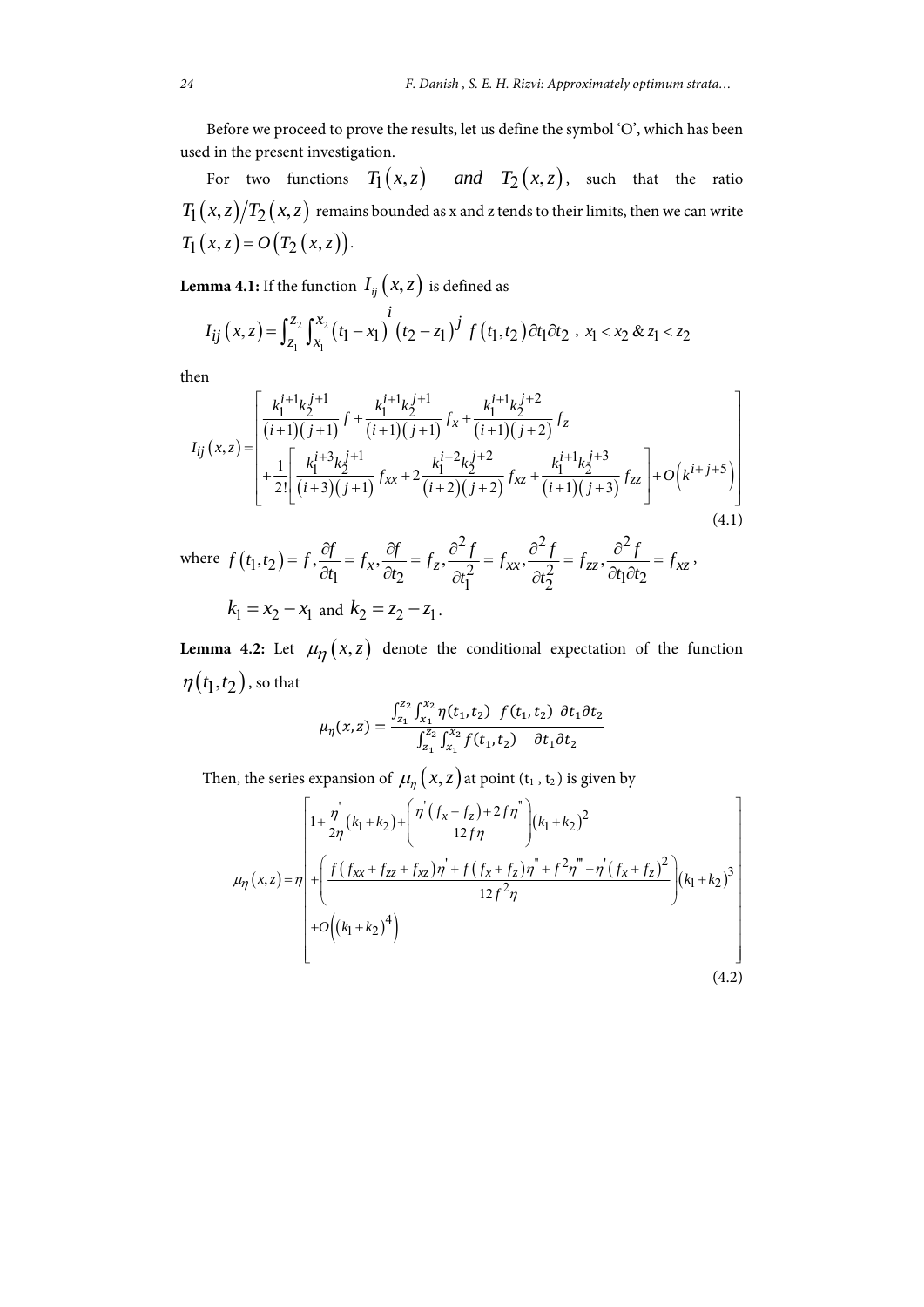Before we proceed to prove the results, let us define the symbol 'O', which has been used in the present investigation.

For two functions $T_1(x,z)$ *and* $T_2(x,z)$, such that the ratio $T_1(x,z)/T_2(x,z)$ remains bounded as x and z tends to their limits, then we can write $T_1(x,z) = O(T_2(x,z))$.

**Lemma 4.1:** If the function $I_{ij}(x,z)$ is defined as

$$I_{ij}(x,z) = \int_{z_1}^{z_2}\int_{x_1}^{x_2}(t_1 - x_1)^i (t_2 - z_1)^j f(t_1,t_2)\partial t_1 \partial t_2 \text{ , } x_1 < x_2 \text{ \& } z_1 < z_2$$

then

$$I_{ij}(x,z) = \left[\begin{array}{l} \dfrac{k_1^{i+1}k_2^{j+1}}{(i+1)(j+1)} f + \dfrac{k_1^{i+1}k_2^{j+1}}{(i+1)(j+1)} f_x + \dfrac{k_1^{i+1}k_2^{j+2}}{(i+1)(j+2)} f_z \\ + \dfrac{1}{2!}\left[\dfrac{k_1^{i+3}k_2^{j+1}}{(i+3)(j+1)} f_{xx} + 2\dfrac{k_1^{i+2}k_2^{j+2}}{(i+2)(j+2)} f_{xz} + \dfrac{k_1^{i+1}k_2^{j+3}}{(i+1)(j+3)} f_{zz}\right] + O\left(k^{i+j+5}\right) \end{array}\right] \tag{4.1}$$

where $f(t_1,t_2) = f, \dfrac{\partial f}{\partial t_1} = f_x, \dfrac{\partial f}{\partial t_2} = f_z, \dfrac{\partial^2 f}{\partial t_1^2} = f_{xx}, \dfrac{\partial^2 f}{\partial t_2^2} = f_{zz}, \dfrac{\partial^2 f}{\partial t_1 \partial t_2} = f_{xz}$,

$k_1 = x_2 - x_1$ and $k_2 = z_2 - z_1$.

**Lemma 4.2:** Let $\mu_\eta(x,z)$ denote the conditional expectation of the function $\eta(t_1,t_2)$, so that

$$\mu_\eta(x,z) = \frac{\int_{z_1}^{z_2}\int_{x_1}^{x_2}\eta(t_1,t_2)\ f(t_1,t_2)\ \partial t_1 \partial t_2}{\int_{z_1}^{z_2}\int_{x_1}^{x_2} f(t_1,t_2)\quad \partial t_1 \partial t_2}$$

Then, the series expansion of $\mu_\eta(x,z)$ at point ($t_1$ , $t_2$) is given by

$$\mu_\eta(x,z) = \eta\left[\begin{array}{l} 1 + \dfrac{\eta'}{2\eta}(k_1 + k_2) + \left(\dfrac{\eta'(f_x + f_z) + 2f\eta''}{12f\eta}\right)(k_1 + k_2)^2 \\ + \left(\dfrac{f(f_{xx} + f_{zz} + f_{xz})\eta' + f(f_x + f_z)\eta'' + f^2\eta''' - \eta'(f_x + f_z)^2}{12f^2\eta}\right)(k_1 + k_2)^3 \\ + O\left((k_1 + k_2)^4\right) \end{array}\right] \tag{4.2}$$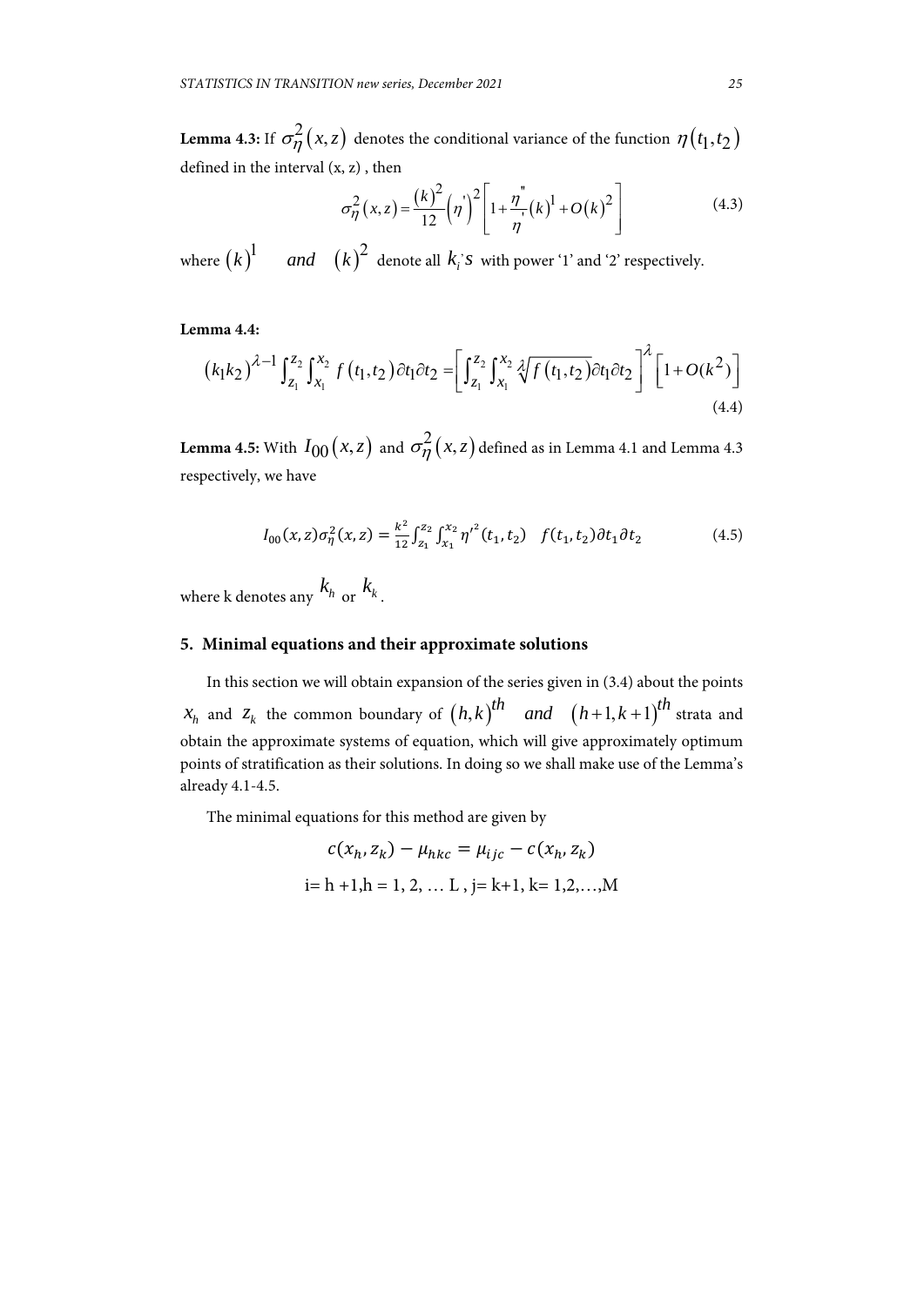**Lemma 4.3:** If $\sigma_{\eta}^{2}(x,z)$ denotes the conditional variance of the function $\eta(t_1,t_2)$ defined in the interval (x, z) , then

$$\sigma_{\eta}^{2}(x,z) = \frac{(k)^2}{12}\left(\eta'\right)^2\left[1+\frac{\eta''}{\eta'}(k)^1 + O(k)^2\right] \tag{4.3}$$

where $(k)^1$ *and* $(k)^2$ denote all $k_i$'s with power '1' and '2' respectively.

**Lemma 4.4:**

$$(k_1k_2)^{\lambda-1}\int_{z_1}^{z_2}\int_{x_1}^{x_2} f(t_1,t_2)\partial t_1\partial t_2 = \left[\int_{z_1}^{z_2}\int_{x_1}^{x_2}\sqrt[\lambda]{f(t_1,t_2)}\partial t_1\partial t_2\right]^{\lambda}\left[1+O(k^2)\right] \tag{4.4}$$

**Lemma 4.5:** With $I_{00}(x,z)$ and $\sigma_{\eta}^{2}(x,z)$ defined as in Lemma 4.1 and Lemma 4.3 respectively, we have

$$I_{00}(x,z)\sigma_{\eta}^{2}(x,z) = \frac{k^2}{12}\int_{z_1}^{z_2}\int_{x_1}^{x_2}\eta'^2(t_1,t_2)\quad f(t_1,t_2)\partial t_1\partial t_2 \tag{4.5}$$

where k denotes any $k_h$ or $k_k$.

## 5. Minimal equations and their approximate solutions

In this section we will obtain expansion of the series given in (3.4) about the points $x_h$ and $z_k$ the common boundary of $(h,k)^{th}$ *and* $(h+1,k+1)^{th}$ strata and obtain the approximate systems of equation, which will give approximately optimum points of stratification as their solutions. In doing so we shall make use of the Lemma's already 4.1-4.5.

The minimal equations for this method are given by

$$c(x_h, z_k) - \mu_{hkc} = \mu_{ijc} - c(x_h, z_k)$$

$$i = h+1, h = 1, 2, \ldots L, \; j = k+1, k = 1,2,\ldots,M$$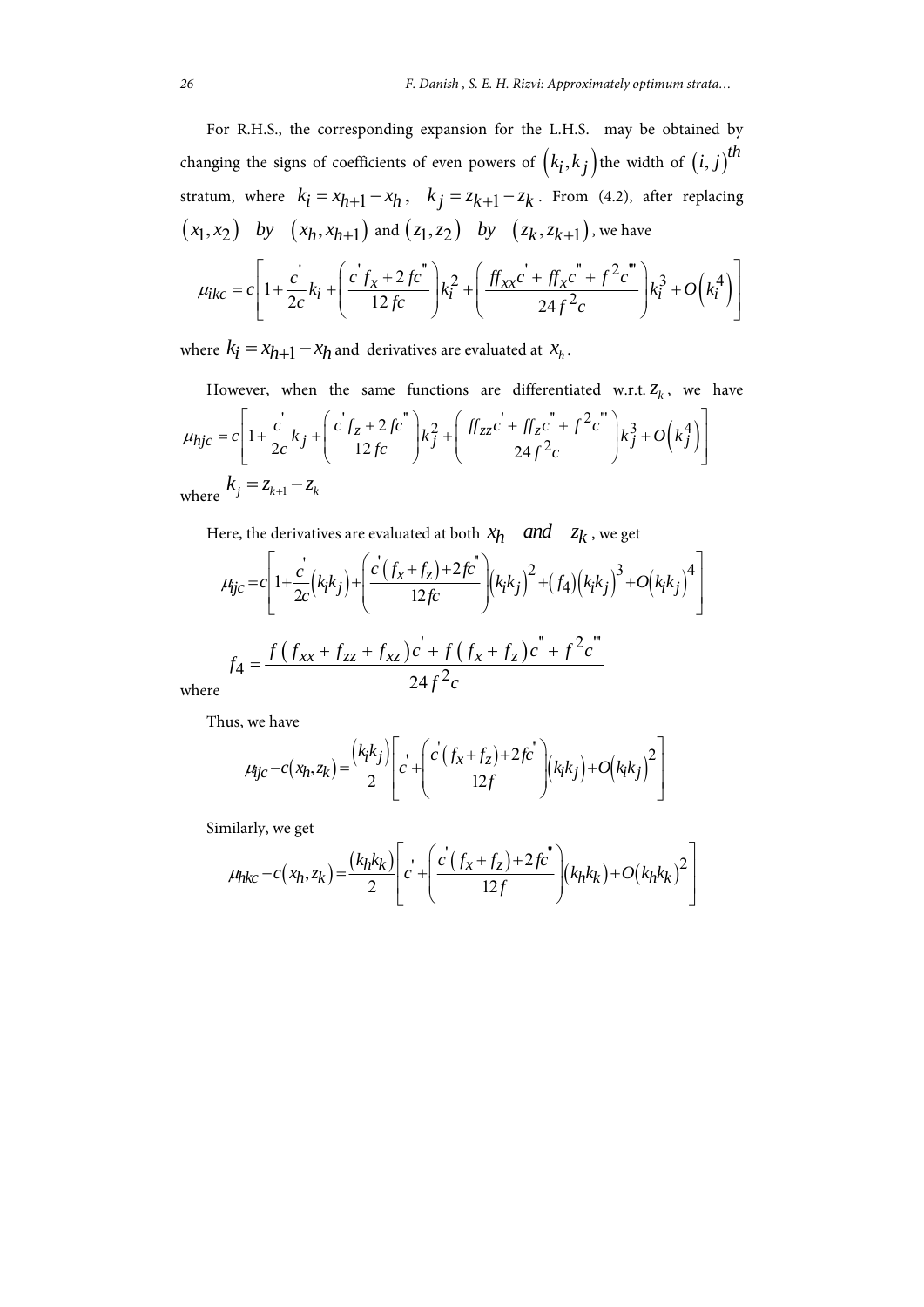For R.H.S., the corresponding expansion for the L.H.S. may be obtained by changing the signs of coefficients of even powers of $(k_i, k_j)$ the width of $(i, j)^{th}$ stratum, where $k_i = x_{h+1} - x_h$, $k_j = z_{k+1} - z_k$. From (4.2), after replacing $(x_1, x_2)$ *by* $(x_h, x_{h+1})$ and $(z_1, z_2)$ *by* $(z_k, z_{k+1})$, we have

$$\mu_{ikc} = c\left[1 + \frac{c'}{2c}k_i + \left(\frac{c' f_x + 2fc''}{12fc}\right)k_i^2 + \left(\frac{ff_{xx}c' + ff_x c'' + f^2 c'''}{24f^2 c}\right)k_i^3 + O\left(k_i^4\right)\right]$$

where $k_i = x_{h+1} - x_h$ and derivatives are evaluated at $x_h$.

However, when the same functions are differentiated w.r.t. $z_k$, we have

$$\mu_{hjc} = c\left[1 + \frac{c'}{2c}k_j + \left(\frac{c' f_z + 2fc''}{12fc}\right)k_j^2 + \left(\frac{ff_{zz}c' + ff_z c'' + f^2 c'''}{24f^2 c}\right)k_j^3 + O\left(k_j^4\right)\right]$$

where $k_j = z_{k+1} - z_k$

Here, the derivatives are evaluated at both $x_h$ *and* $z_k$, we get

$$\mu_{ijc} = c\left[1 + \frac{c'}{2c}\left(k_i k_j\right) + \left(\frac{c'\left(f_x + f_z\right) + 2fc''}{12fc}\right)\left(k_i k_j\right)^2 + \left(f_4\right)\left(k_i k_j\right)^3 + O\left(k_i k_j\right)^4\right]$$

where

$$f_4 = \frac{f\left(f_{xx} + f_{zz} + f_{xz}\right)c' + f\left(f_x + f_z\right)c'' + f^2 c'''}{24f^2 c}$$

Thus, we have

$$\mu_{ijc} - c\left(x_h, z_k\right) = \frac{\left(k_i k_j\right)}{2}\left[c' + \left(\frac{c'\left(f_x + f_z\right) + 2fc''}{12f}\right)\left(k_i k_j\right) + O\left(k_i k_j\right)^2\right]$$

Similarly, we get

$$\mu_{hkc} - c\left(x_h, z_k\right) = \frac{\left(k_h k_k\right)}{2}\left[c' + \left(\frac{c'\left(f_x + f_z\right) + 2fc''}{12f}\right)\left(k_h k_k\right) + O\left(k_h k_k\right)^2\right]$$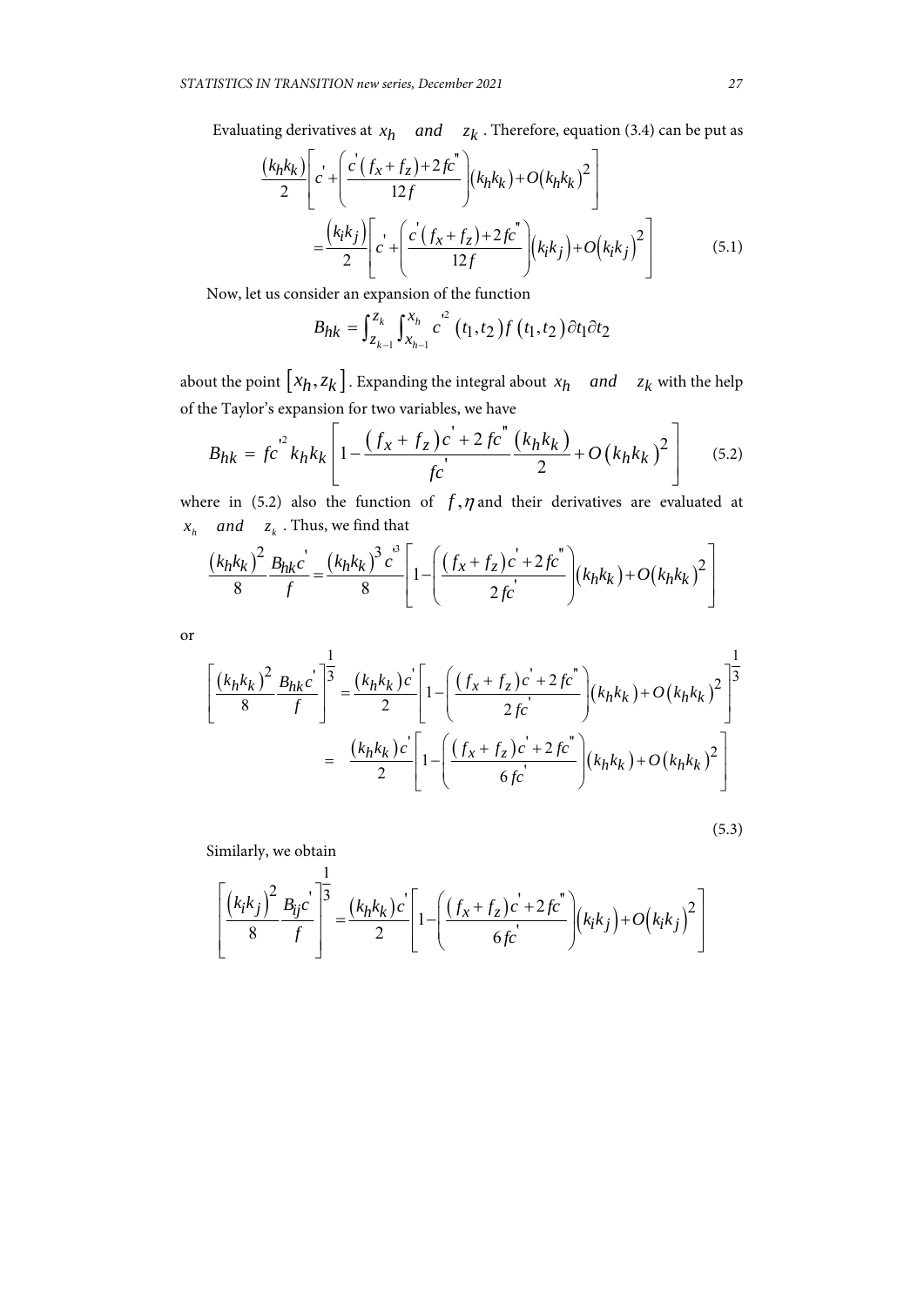Evaluating derivatives at $x_h$ *and* $z_k$. Therefore, equation (3.4) can be put as

$$\frac{(k_h k_k)}{2}\left[c' + \left(\frac{c'(f_x + f_z) + 2fc''}{12f}\right)(k_h k_k) + O(k_h k_k)^2\right]$$

$$= \frac{(k_i k_j)}{2}\left[c' + \left(\frac{c'(f_x + f_z) + 2fc''}{12f}\right)(k_i k_j) + O(k_i k_j)^2\right] \tag{5.1}$$

Now, let us consider an expansion of the function

$$B_{hk} = \int_{z_{k-1}}^{z_k}\int_{x_{h-1}}^{x_h} c'^2(t_1, t_2) f(t_1, t_2)\partial t_1 \partial t_2$$

about the point $[x_h, z_k]$. Expanding the integral about $x_h$ *and* $z_k$ with the help of the Taylor's expansion for two variables, we have

$$B_{hk} = fc'^2 k_h k_k\left[1 - \frac{(f_x + f_z)c' + 2fc''}{fc'}\frac{(k_h k_k)}{2} + O(k_h k_k)^2\right] \tag{5.2}$$

where in (5.2) also the function of $f, \eta$ and their derivatives are evaluated at $x_h$ *and* $z_k$. Thus, we find that

$$\frac{(k_h k_k)^2}{8}\frac{B_{hk}c'}{f} = \frac{(k_h k_k)^3 c'^3}{8}\left[1 - \left(\frac{(f_x + f_z)c' + 2fc''}{2fc'}\right)(k_h k_k) + O(k_h k_k)^2\right]$$

or

$$\left[\frac{(k_h k_k)^2}{8}\frac{B_{hk}c'}{f}\right]^{\frac{1}{3}} = \frac{(k_h k_k)c'}{2}\left[1 - \left(\frac{(f_x + f_z)c' + 2fc''}{2fc'}\right)(k_h k_k) + O(k_h k_k)^2\right]^{\frac{1}{3}}$$

$$= \frac{(k_h k_k)c'}{2}\left[1 - \left(\frac{(f_x + f_z)c' + 2fc''}{6fc'}\right)(k_h k_k) + O(k_h k_k)^2\right]$$

(5.3)

Similarly, we obtain

$$\left[\frac{(k_i k_j)^2}{8}\frac{B_{ij}c'}{f}\right]^{\frac{1}{3}} = \frac{(k_h k_k)c'}{2}\left[1 - \left(\frac{(f_x + f_z)c' + 2fc''}{6fc'}\right)(k_i k_j) + O(k_i k_j)^2\right]$$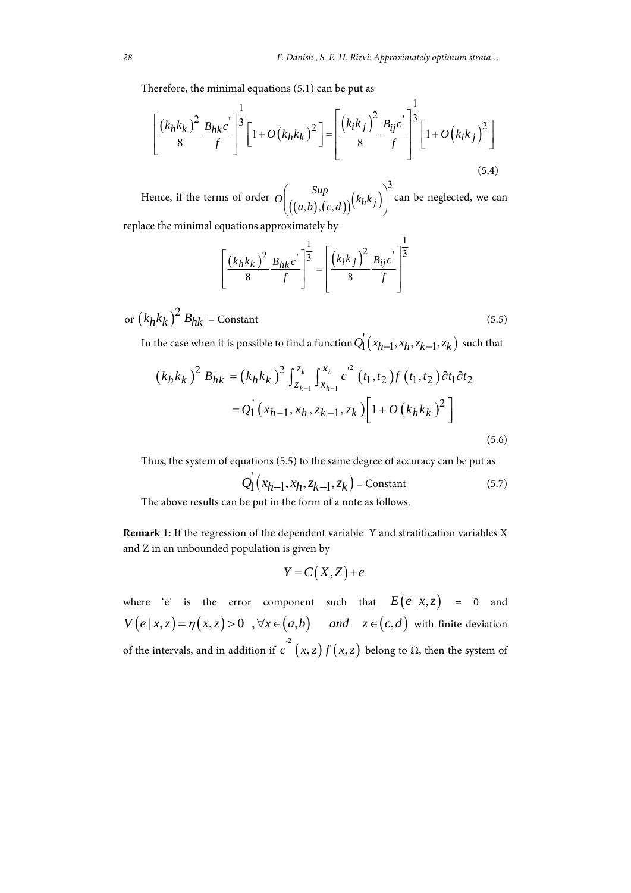Therefore, the minimal equations (5.1) can be put as

$$\left[\frac{\left(k_h k_k\right)^2}{8}\frac{B_{hk}c'}{f}\right]^{\frac{1}{3}}\left[1+O\left(k_h k_k\right)^2\right]=\left[\frac{\left(k_i k_j\right)^2}{8}\frac{B_{ij}c'}{f}\right]^{\frac{1}{3}}\left[1+O\left(k_i k_j\right)^2\right] \tag{5.4}$$

Hence, if the terms of order $O\left(\underset{((a,b),(c,d))}{Sup}\left(k_h k_j\right)\right)^3$ can be neglected, we can replace the minimal equations approximately by

$$\left[\frac{\left(k_h k_k\right)^2}{8}\frac{B_{hk}c'}{f}\right]^{\frac{1}{3}}=\left[\frac{\left(k_i k_j\right)^2}{8}\frac{B_{ij}c'}{f}\right]^{\frac{1}{3}}$$

or $\left(k_h k_k\right)^2 B_{hk}$ = Constant (5.5)

In the case when it is possible to find a function $Q_1'\left(x_{h-1},x_h,z_{k-1},z_k\right)$ such that

$$\begin{aligned}\left(k_h k_k\right)^2 B_{hk} &= \left(k_h k_k\right)^2 \int_{z_{k-1}}^{z_k}\int_{x_{h-1}}^{x_h} c'^2\left(t_1,t_2\right) f\left(t_1,t_2\right)\partial t_1 \partial t_2 \\ &= Q_1'\left(x_{h-1},x_h,z_{k-1},z_k\right)\left[1+O\left(k_h k_k\right)^2\right]\end{aligned} \tag{5.6}$$

Thus, the system of equations (5.5) to the same degree of accuracy can be put as

$$Q_1'\left(x_{h-1},x_h,z_{k-1},z_k\right) = \text{Constant} \tag{5.7}$$

The above results can be put in the form of a note as follows.

**Remark 1:** If the regression of the dependent variable Y and stratification variables X and Z in an unbounded population is given by

$$Y=C\left(X,Z\right)+e$$

where 'e' is the error component such that $E\left(e\,|\,x,z\right)$ = 0 and $V\left(e\,|\,x,z\right)=\eta\left(x,z\right)>0\ ,\forall x\in\left(a,b\right)$ *and* $z\in\left(c,d\right)$ with finite deviation of the intervals, and in addition if $c'^2\left(x,z\right)f\left(x,z\right)$ belong to Ω, then the system of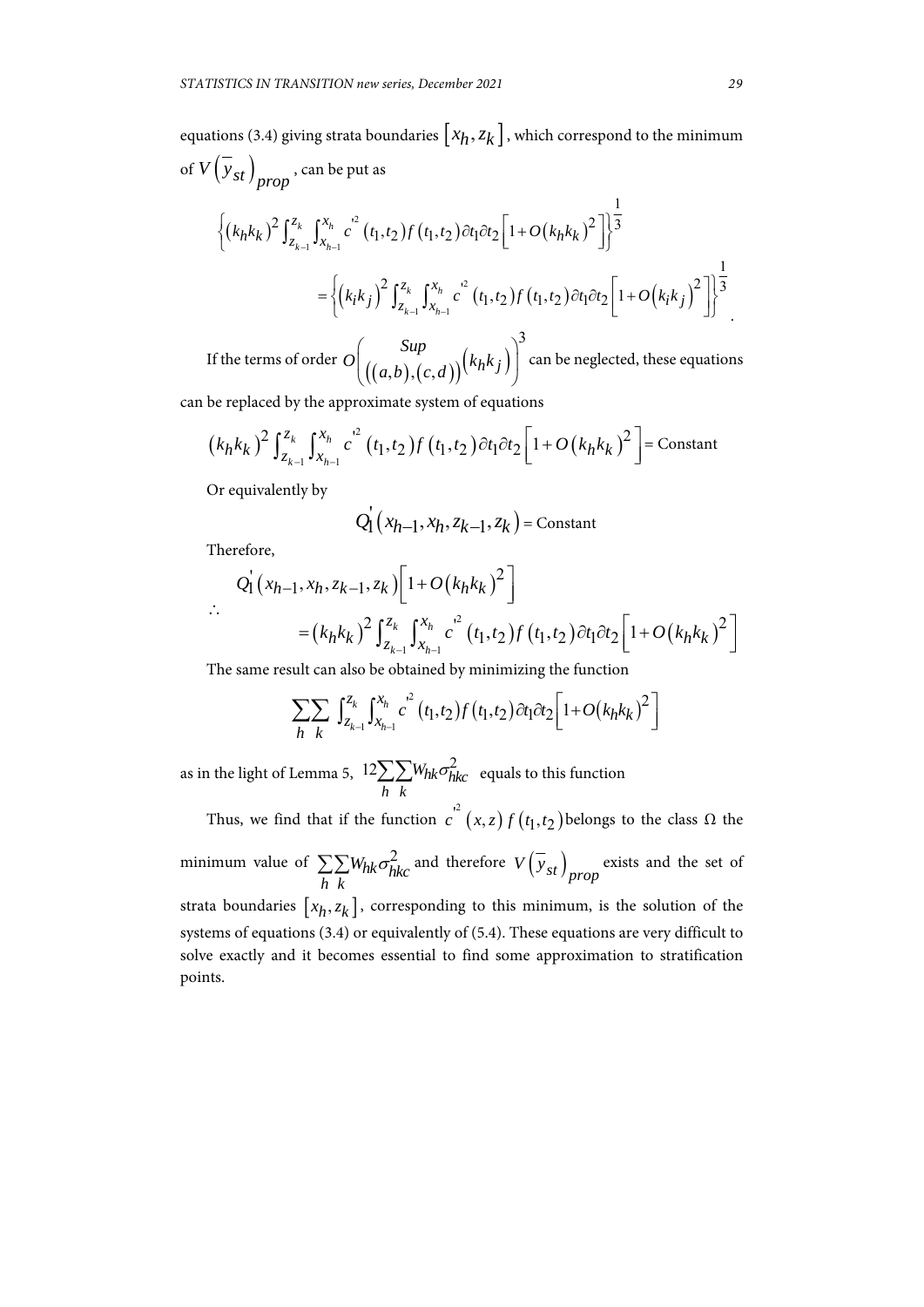equations (3.4) giving strata boundaries $[x_h, z_k]$, which correspond to the minimum of $V(\overline{y}_{st})_{prop}$, can be put as

$$\left\{(k_h k_k)^2 \int_{z_{k-1}}^{z_k} \int_{x_{h-1}}^{x_h} c'^2(t_1,t_2) f(t_1,t_2)\partial t_1 \partial t_2 \left[1+O(k_h k_k)^2\right]\right\}^{\frac{1}{3}}$$

$$= \left\{(k_i k_j)^2 \int_{z_{k-1}}^{z_k} \int_{x_{h-1}}^{x_h} c'^2(t_1,t_2) f(t_1,t_2)\partial t_1 \partial t_2 \left[1+O(k_i k_j)^2\right]\right\}^{\frac{1}{3}}.$$

If the terms of order $O\left(\underset{((a,b),(c,d))}{Sup}(k_h k_j)\right)^3$ can be neglected, these equations can be replaced by the approximate system of equations

$$(k_h k_k)^2 \int_{z_{k-1}}^{z_k} \int_{x_{h-1}}^{x_h} c'^2(t_1,t_2) f(t_1,t_2)\partial t_1 \partial t_2 \left[1+O(k_h k_k)^2\right] = \text{Constant}$$

Or equivalently by

$$Q_1'(x_{h-1}, x_h, z_{k-1}, z_k) = \text{Constant}$$

Therefore,

$$\therefore \quad Q_1'(x_{h-1}, x_h, z_{k-1}, z_k)\left[1+O(k_h k_k)^2\right]$$
$$= (k_h k_k)^2 \int_{z_{k-1}}^{z_k} \int_{x_{h-1}}^{x_h} c'^2(t_1,t_2) f(t_1,t_2)\partial t_1 \partial t_2 \left[1+O(k_h k_k)^2\right]$$

The same result can also be obtained by minimizing the function

$$\sum_h \sum_k \int_{z_{k-1}}^{z_k} \int_{x_{h-1}}^{x_h} c'^2(t_1,t_2) f(t_1,t_2)\partial t_1 \partial t_2 \left[1+O(k_h k_k)^2\right]$$

as in the light of Lemma 5, $12\sum_h \sum_k W_{hk}\sigma_{hkc}^2$ equals to this function

Thus, we find that if the function $c'^2(x,z) f(t_1,t_2)$ belongs to the class $\Omega$ the minimum value of $\sum_h \sum_k W_{hk}\sigma_{hkc}^2$ and therefore $V(\overline{y}_{st})_{prop}$ exists and the set of strata boundaries $[x_h, z_k]$, corresponding to this minimum, is the solution of the systems of equations (3.4) or equivalently of (5.4). These equations are very difficult to solve exactly and it becomes essential to find some approximation to stratification points.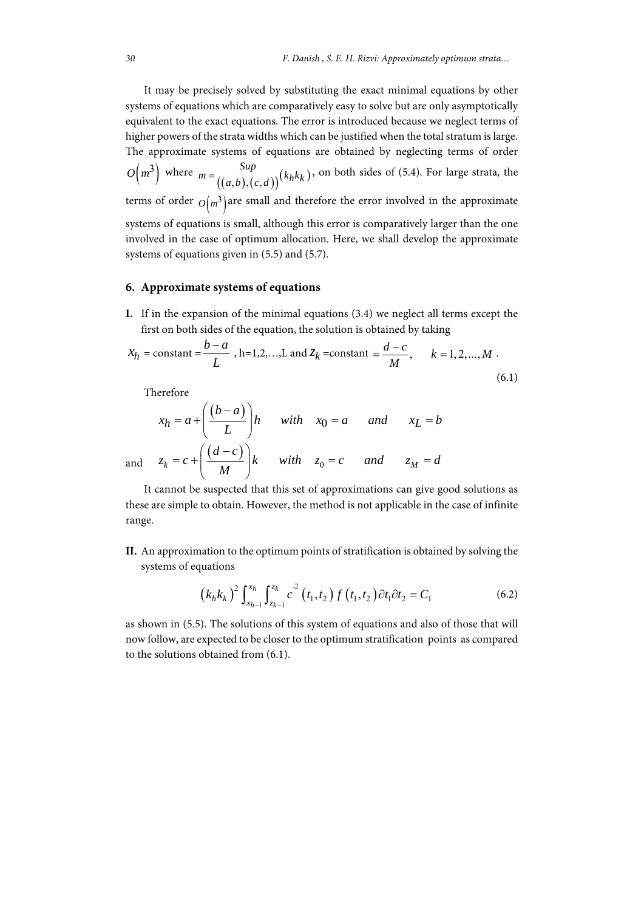It may be precisely solved by substituting the exact minimal equations by other systems of equations which are comparatively easy to solve but are only asymptotically equivalent to the exact equations. The error is introduced because we neglect terms of higher powers of the strata widths which can be justified when the total stratum is large. The approximate systems of equations are obtained by neglecting terms of order $O\left(m^3\right)$ where $m = \underset{\left((a,b),(c,d)\right)}{Sup}\left(k_h k_k\right)$, on both sides of (5.4). For large strata, the terms of order $O\left(m^3\right)$ are small and therefore the error involved in the approximate systems of equations is small, although this error is comparatively larger than the one involved in the case of optimum allocation. Here, we shall develop the approximate systems of equations given in (5.5) and (5.7).

## 6. Approximate systems of equations

**I.** If in the expansion of the minimal equations (3.4) we neglect all terms except the first on both sides of the equation, the solution is obtained by taking

$$x_h = \text{constant} = \frac{b-a}{L}, \; h=1,2,\ldots,L \text{ and } z_k = \text{constant} = \frac{d-c}{M}, \quad k = 1,2,\ldots,M\,. \tag{6.1}$$

Therefore

$$x_h = a + \left(\frac{(b-a)}{L}\right)h \quad \text{with} \quad x_0 = a \quad \text{and} \quad x_L = b$$

and

$$z_k = c + \left(\frac{(d-c)}{M}\right)k \quad \text{with} \quad z_0 = c \quad \text{and} \quad z_M = d$$

It cannot be suspected that this set of approximations can give good solutions as these are simple to obtain. However, the method is not applicable in the case of infinite range.

**II.** An approximation to the optimum points of stratification is obtained by solving the systems of equations

$$\left(k_h k_k\right)^2 \int_{x_{h-1}}^{x_h}\int_{z_{k-1}}^{z_k} c'^2\left(t_1,t_2\right) f\left(t_1,t_2\right)\partial t_1 \partial t_2 = C_1 \tag{6.2}$$

as shown in (5.5). The solutions of this system of equations and also of those that will now follow, are expected to be closer to the optimum stratification points as compared to the solutions obtained from (6.1).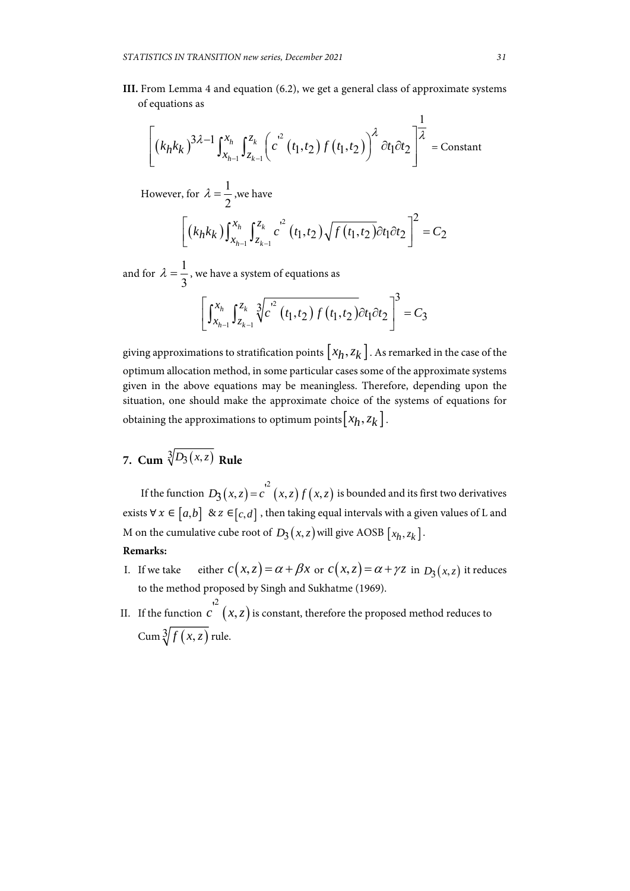**III.** From Lemma 4 and equation (6.2), we get a general class of approximate systems of equations as

$$\left[\left(k_h k_k\right)^{3\lambda-1}\int_{x_{h-1}}^{x_h}\int_{z_{k-1}}^{z_k}\left(c'^2\left(t_1,t_2\right)f\left(t_1,t_2\right)\right)^{\lambda}\partial t_1\partial t_2\right]^{\frac{1}{\lambda}} = \text{Constant}$$

However, for $\lambda = \frac{1}{2}$ ,we have

$$\left[\left(k_h k_k\right)\int_{x_{h-1}}^{x_h}\int_{z_{k-1}}^{z_k} c'^2\left(t_1,t_2\right)\sqrt{f\left(t_1,t_2\right)}\partial t_1\partial t_2\right]^2 = C_2$$

and for $\lambda = \frac{1}{3}$, we have a system of equations as

$$\left[\int_{x_{h-1}}^{x_h}\int_{z_{k-1}}^{z_k}\sqrt[3]{c'^2\left(t_1,t_2\right)f\left(t_1,t_2\right)}\partial t_1\partial t_2\right]^3 = C_3$$

giving approximations to stratification points $\left[x_h, z_k\right]$. As remarked in the case of the optimum allocation method, in some particular cases some of the approximate systems given in the above equations may be meaningless. Therefore, depending upon the situation, one should make the approximate choice of the systems of equations for obtaining the approximations to optimum points $\left[x_h, z_k\right]$.

## 7. Cum $\sqrt[3]{D_3(x,z)}$ Rule

If the function $D_3(x,z) = c'^2(x,z)f(x,z)$ is bounded and its first two derivatives exists $\forall\, x \in [a,b]$ & $z \in [c,d]$ , then taking equal intervals with a given values of L and M on the cumulative cube root of $D_3(x,z)$ will give AOSB $[x_h, z_k]$.

**Remarks:**

I. If we take either $c(x,z) = \alpha + \beta x$ or $c(x,z) = \alpha + \gamma z$ in $D_3(x,z)$ it reduces to the method proposed by Singh and Sukhatme (1969).

II. If the function $c'^2(x,z)$ is constant, therefore the proposed method reduces to Cum $\sqrt[3]{f(x,z)}$ rule.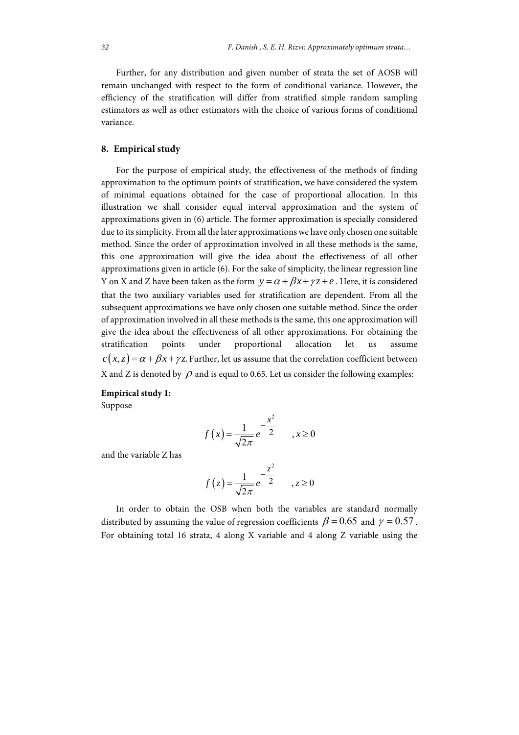Further, for any distribution and given number of strata the set of AOSB will remain unchanged with respect to the form of conditional variance. However, the efficiency of the stratification will differ from stratified simple random sampling estimators as well as other estimators with the choice of various forms of conditional variance.

## 8. Empirical study

For the purpose of empirical study, the effectiveness of the methods of finding approximation to the optimum points of stratification, we have considered the system of minimal equations obtained for the case of proportional allocation. In this illustration we shall consider equal interval approximation and the system of approximations given in (6) article. The former approximation is specially considered due to its simplicity. From all the later approximations we have only chosen one suitable method. Since the order of approximation involved in all these methods is the same, this one approximation will give the idea about the effectiveness of all other approximations given in article (6). For the sake of simplicity, the linear regression line Y on X and Z have been taken as the form $y=\alpha+\beta x+\gamma z+e$ . Here, it is considered that the two auxiliary variables used for stratification are dependent. From all the subsequent approximations we have only chosen one suitable method. Since the order of approximation involved in all these methods is the same, this one approximation will give the idea about the effectiveness of all other approximations. For obtaining the stratification points under proportional allocation let us assume $c(x,z)=\alpha+\beta x+\gamma z.$ Further, let us assume that the correlation coefficient between X and Z is denoted by $\rho$ and is equal to 0.65. Let us consider the following examples:

**Empirical study 1:**
Suppose

$$f(x)=\frac{1}{\sqrt{2\pi}}e^{-\frac{x^2}{2}} \quad ,x\geq 0$$

and the variable Z has

$$f(z)=\frac{1}{\sqrt{2\pi}}e^{-\frac{z^2}{2}} \quad ,z\geq 0$$

In order to obtain the OSB when both the variables are standard normally distributed by assuming the value of regression coefficients $\beta=0.65$ and $\gamma=0.57$ . For obtaining total 16 strata, 4 along X variable and 4 along Z variable using the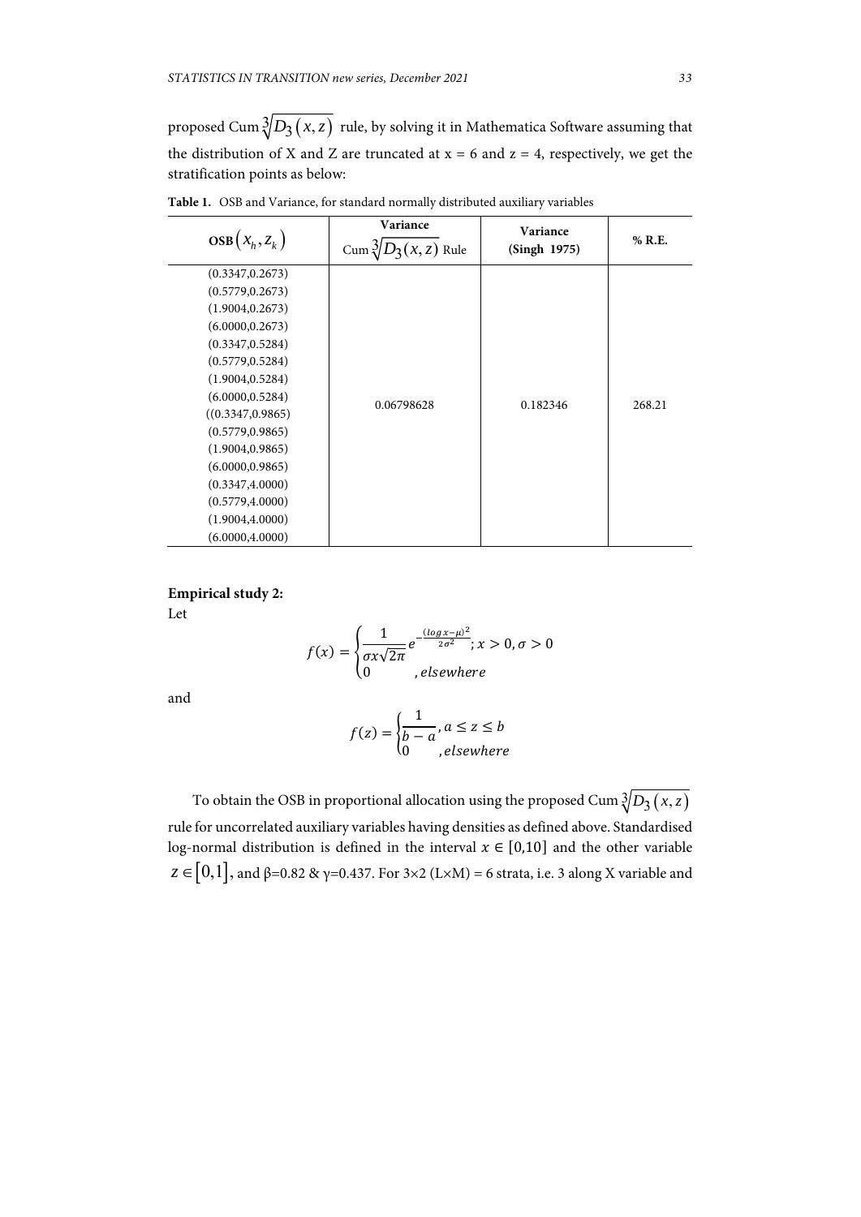proposed Cum $\sqrt[3]{D_3(x,z)}$ rule, by solving it in Mathematica Software assuming that the distribution of X and Z are truncated at x = 6 and z = 4, respectively, we get the stratification points as below:

**Table 1.** OSB and Variance, for standard normally distributed auxiliary variables

| $\mathbf{OSB}(x_h, z_k)$ | Variance Cum $\sqrt[3]{D_3(x,z)}$ Rule | Variance (Singh 1975) | % R.E. |
|---|---|---|---|
| (0.3347,0.2673)<br>(0.5779,0.2673)<br>(1.9004,0.2673)<br>(6.0000,0.2673)<br>(0.3347,0.5284)<br>(0.5779,0.5284)<br>(1.9004,0.5284)<br>(6.0000,0.5284)<br>((0.3347,0.9865)<br>(0.5779,0.9865)<br>(1.9004,0.9865)<br>(6.0000,0.9865)<br>(0.3347,4.0000)<br>(0.5779,4.0000)<br>(1.9004,4.0000)<br>(6.0000,4.0000) | 0.06798628 | 0.182346 | 268.21 |

**Empirical study 2:**

Let

$$f(x) = \begin{cases} \dfrac{1}{\sigma x\sqrt{2\pi}} e^{-\frac{(\log x-\mu)^2}{2\sigma^2}}; x > 0, \sigma > 0 \\ 0 \qquad , elsewhere \end{cases}$$

and

$$f(z) = \begin{cases} \dfrac{1}{b-a}, a \leq z \leq b \\ 0 \qquad , elsewhere \end{cases}$$

To obtain the OSB in proportional allocation using the proposed Cum $\sqrt[3]{D_3(x,z)}$ rule for uncorrelated auxiliary variables having densities as defined above. Standardised log-normal distribution is defined in the interval $x \in [0,10]$ and the other variable $z \in [0,1]$, and β=0.82 & γ=0.437. For 3×2 (L×M) = 6 strata, i.e. 3 along X variable and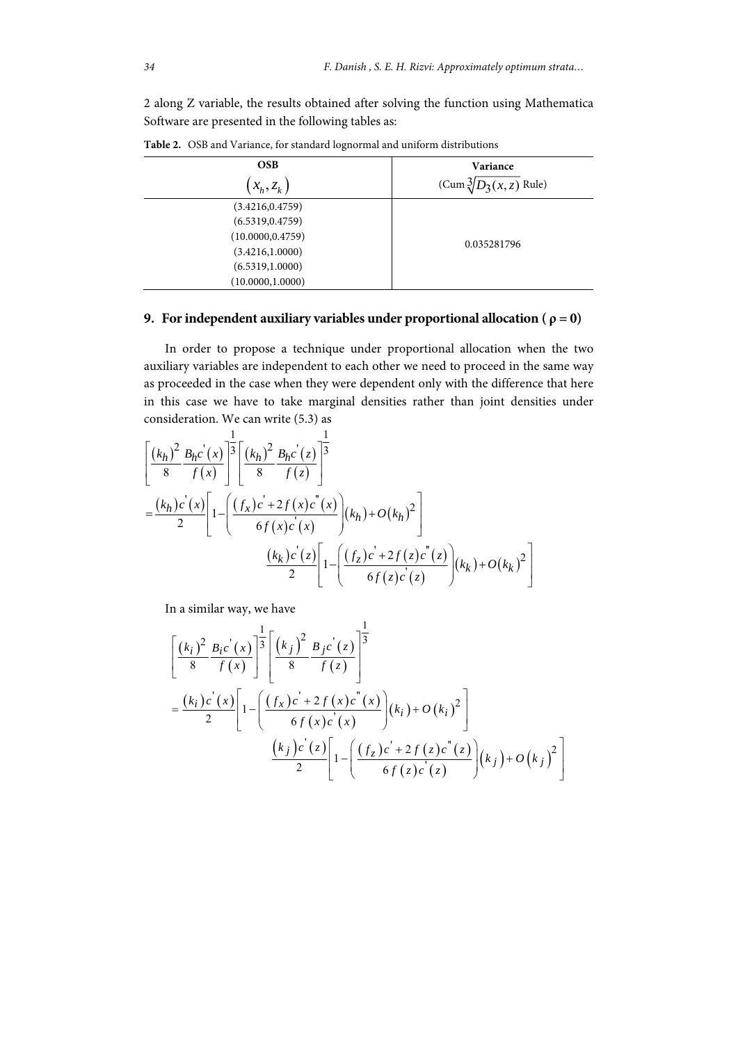2 along Z variable, the results obtained after solving the function using Mathematica Software are presented in the following tables as:

**Table 2.** OSB and Variance, for standard lognormal and uniform distributions

| **OSB** $(x_h, z_k)$ | **Variance** (Cum $\sqrt[3]{D_3(x,z)}$ Rule) |
|---|---|
| (3.4216,0.4759) | 0.035281796 |
| (6.5319,0.4759) | |
| (10.0000,0.4759) | |
| (3.4216,1.0000) | |
| (6.5319,1.0000) | |
| (10.0000,1.0000) | |

## 9. For independent auxiliary variables under proportional allocation ( ρ = 0)

In order to propose a technique under proportional allocation when the two auxiliary variables are independent to each other we need to proceed in the same way as proceeded in the case when they were dependent only with the difference that here in this case we have to take marginal densities rather than joint densities under consideration. We can write (5.3) as

$$\left[\frac{(k_h)^2}{8}\frac{B_h c^{'}(x)}{f(x)}\right]^{\frac{1}{3}}\left[\frac{(k_h)^2}{8}\frac{B_h c^{'}(z)}{f(z)}\right]^{\frac{1}{3}}$$

$$=\frac{(k_h)c^{'}(x)}{2}\left[1-\left(\frac{(f_x)c^{'}+2f(x)c^{''}(x)}{6f(x)c^{'}(x)}\right)(k_h)+O(k_h)^2\right]$$

$$\frac{(k_k)c^{'}(z)}{2}\left[1-\left(\frac{(f_z)c^{'}+2f(z)c^{''}(z)}{6f(z)c^{'}(z)}\right)(k_k)+O(k_k)^2\right]$$

In a similar way, we have

$$\left[\frac{(k_i)^2}{8}\frac{B_i c^{'}(x)}{f(x)}\right]^{\frac{1}{3}}\left[\frac{(k_j)^2}{8}\frac{B_j c^{'}(z)}{f(z)}\right]^{\frac{1}{3}}$$

$$=\frac{(k_i)c^{'}(x)}{2}\left[1-\left(\frac{(f_x)c^{'}+2f(x)c^{''}(x)}{6f(x)c^{'}(x)}\right)(k_i)+O(k_i)^2\right]$$

$$\frac{(k_j)c^{'}(z)}{2}\left[1-\left(\frac{(f_z)c^{'}+2f(z)c^{''}(z)}{6f(z)c^{'}(z)}\right)(k_j)+O(k_j)^2\right]$$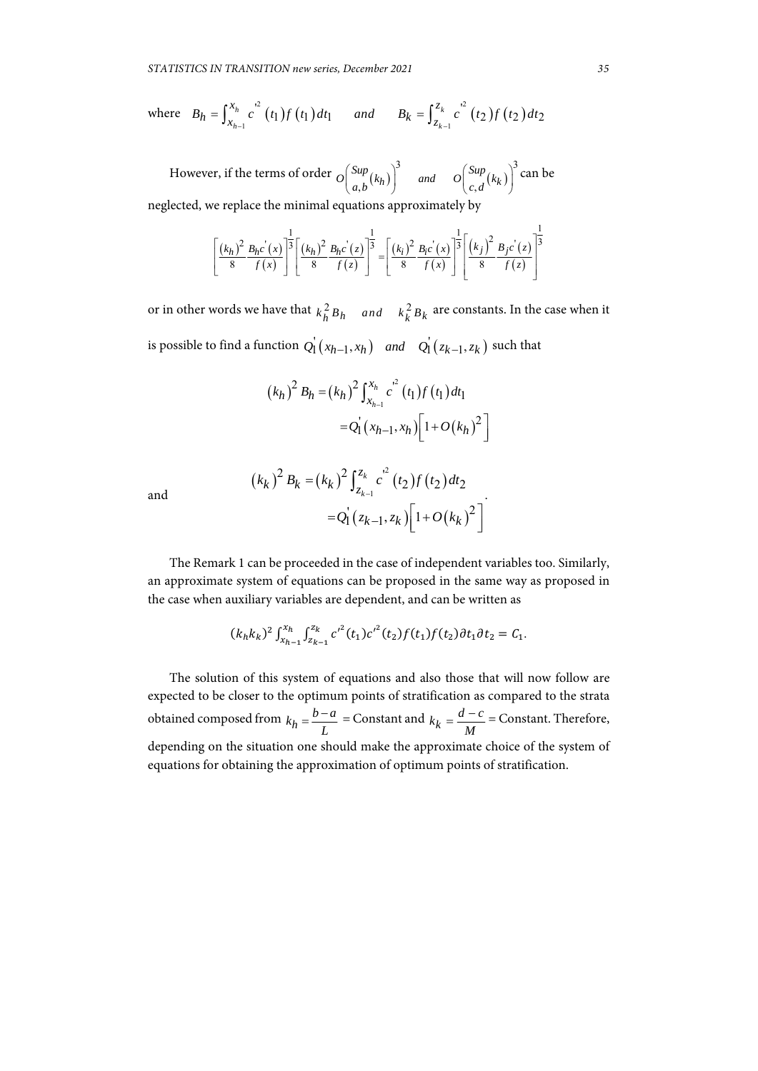where $B_h = \int_{x_{h-1}}^{x_h} c'^2(t_1) f(t_1) dt_1 \quad and \quad B_k = \int_{z_{k-1}}^{z_k} c'^2(t_2) f(t_2) dt_2$

However, if the terms of order $O\left(\underset{a,b}{Sup}(k_h)\right)^3 \quad and \quad O\left(\underset{c,d}{Sup}(k_k)\right)^3$ can be neglected, we replace the minimal equations approximately by

$$\left[\frac{(k_h)^2}{8}\frac{B_h c'(x)}{f(x)}\right]^{\frac{1}{3}}\left[\frac{(k_h)^2}{8}\frac{B_h c'(z)}{f(z)}\right]^{\frac{1}{3}} = \left[\frac{(k_i)^2}{8}\frac{B_i c'(x)}{f(x)}\right]^{\frac{1}{3}}\left[\frac{(k_j)^2}{8}\frac{B_j c'(z)}{f(z)}\right]^{\frac{1}{3}}$$

or in other words we have that $k_h^2 B_h \quad and \quad k_k^2 B_k$ are constants. In the case when it is possible to find a function $Q_1'(x_{h-1}, x_h) \quad and \quad Q_1'(z_{k-1}, z_k)$ such that

$$\begin{aligned}(k_h)^2 B_h &= (k_h)^2 \int_{x_{h-1}}^{x_h} c'^2(t_1) f(t_1) dt_1 \\ &= Q_1'(x_{h-1}, x_h)\left[1 + O(k_h)^2\right]\end{aligned}$$

and

$$\begin{aligned}(k_k)^2 B_k &= (k_k)^2 \int_{z_{k-1}}^{z_k} c'^2(t_2) f(t_2) dt_2 \\ &= Q_1'(z_{k-1}, z_k)\left[1 + O(k_k)^2\right]\end{aligned}.$$

The Remark 1 can be proceeded in the case of independent variables too. Similarly, an approximate system of equations can be proposed in the same way as proposed in the case when auxiliary variables are dependent, and can be written as

$$(k_h k_k)^2 \int_{x_{h-1}}^{x_h} \int_{z_{k-1}}^{z_k} c'^2(t_1) c'^2(t_2) f(t_1) f(t_2) \partial t_1 \partial t_2 = C_1.$$

The solution of this system of equations and also those that will now follow are expected to be closer to the optimum points of stratification as compared to the strata obtained composed from $k_h = \frac{b-a}{L}$ = Constant and $k_k = \frac{d-c}{M}$ = Constant. Therefore, depending on the situation one should make the approximate choice of the system of equations for obtaining the approximation of optimum points of stratification.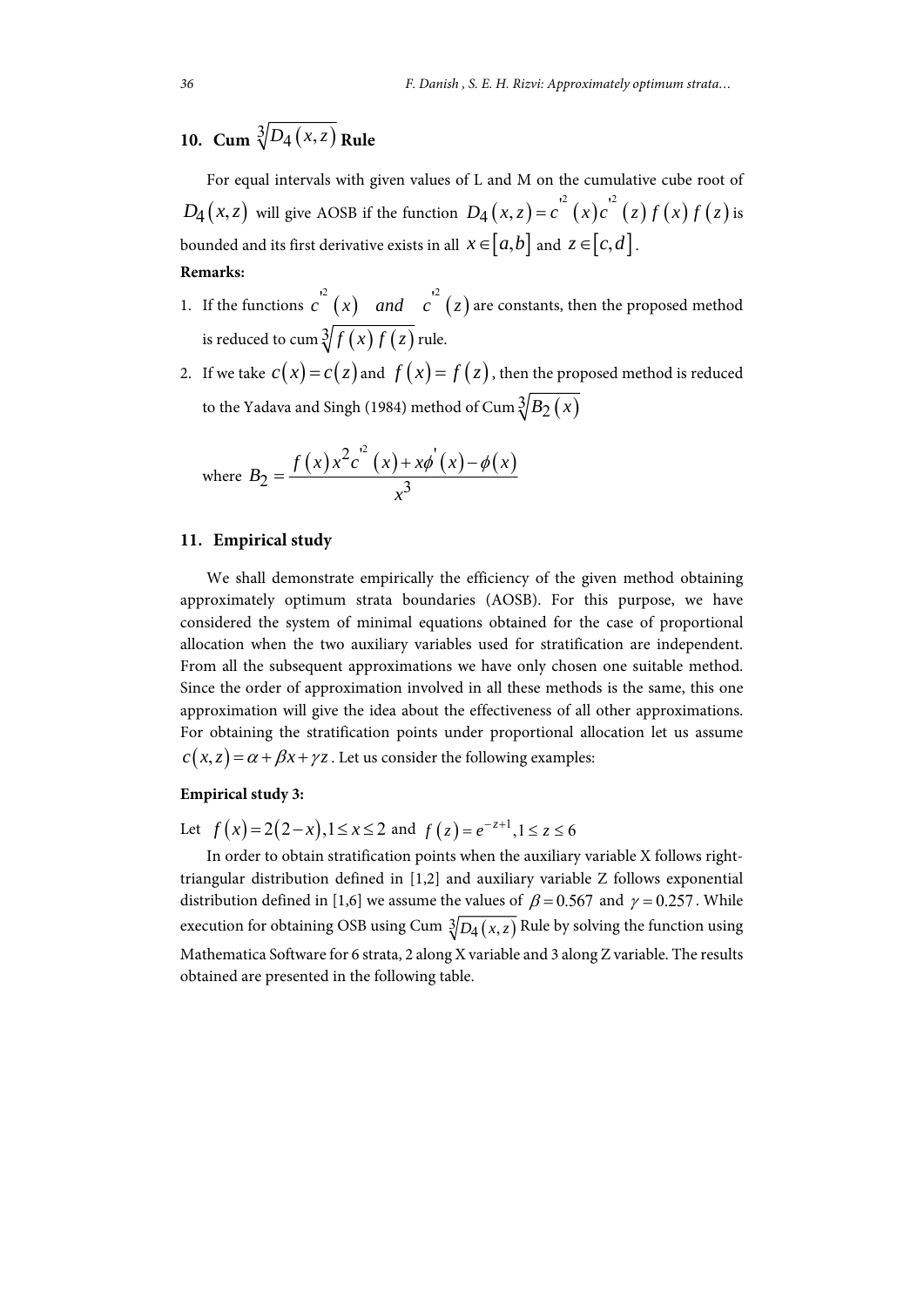## 10. Cum $\sqrt[3]{D_4(x,z)}$ Rule

For equal intervals with given values of L and M on the cumulative cube root of $D_4(x,z)$ will give AOSB if the function $D_4(x,z) = c'^2(x)c'^2(z)f(x)f(z)$ is bounded and its first derivative exists in all $x \in [a,b]$ and $z \in [c,d]$.

**Remarks:**

1. If the functions $c'^2(x)$ *and* $c'^2(z)$ are constants, then the proposed method is reduced to cum $\sqrt[3]{f(x)f(z)}$ rule.
2. If we take $c(x) = c(z)$ and $f(x) = f(z)$, then the proposed method is reduced to the Yadava and Singh (1984) method of Cum $\sqrt[3]{B_2(x)}$

where $B_2 = \dfrac{f(x)x^2c'^2(x) + x\phi'(x) - \phi(x)}{x^3}$

## 11. Empirical study

We shall demonstrate empirically the efficiency of the given method obtaining approximately optimum strata boundaries (AOSB). For this purpose, we have considered the system of minimal equations obtained for the case of proportional allocation when the two auxiliary variables used for stratification are independent. From all the subsequent approximations we have only chosen one suitable method. Since the order of approximation involved in all these methods is the same, this one approximation will give the idea about the effectiveness of all other approximations. For obtaining the stratification points under proportional allocation let us assume $c(x,z) = \alpha + \beta x + \gamma z$. Let us consider the following examples:

**Empirical study 3:**

Let $f(x) = 2(2-x), 1 \le x \le 2$ and $f(z) = e^{-z+1}, 1 \le z \le 6$

In order to obtain stratification points when the auxiliary variable X follows right-triangular distribution defined in [1,2] and auxiliary variable Z follows exponential distribution defined in [1,6] we assume the values of $\beta = 0.567$ and $\gamma = 0.257$. While execution for obtaining OSB using Cum $\sqrt[3]{D_4(x,z)}$ Rule by solving the function using Mathematica Software for 6 strata, 2 along X variable and 3 along Z variable. The results obtained are presented in the following table.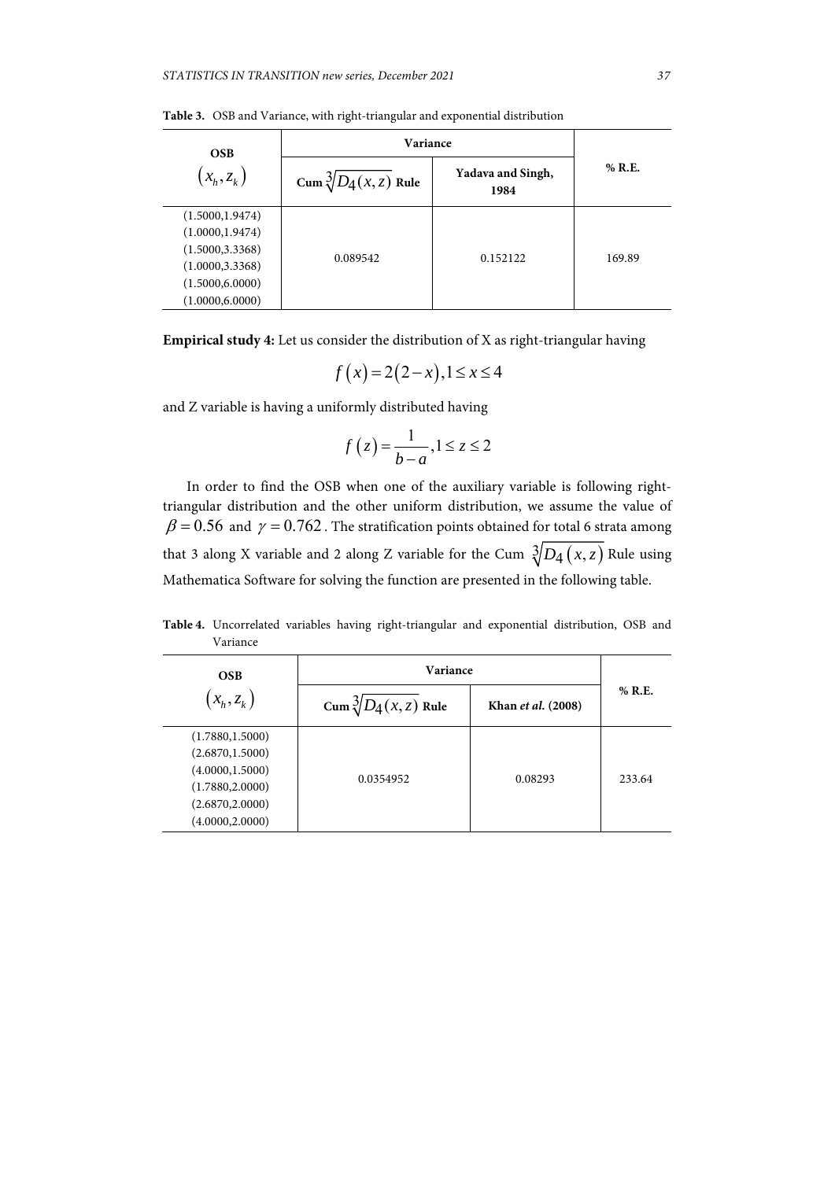**Table 3.** OSB and Variance, with right-triangular and exponential distribution

| OSB $(x_h, z_k)$ | Variance | | % R.E. |
|---|---|---|---|
| | Cum $\sqrt[3]{D_4(x,z)}$ Rule | Yadava and Singh, 1984 | |
| (1.5000,1.9474)<br>(1.0000,1.9474)<br>(1.5000,3.3368)<br>(1.0000,3.3368)<br>(1.5000,6.0000)<br>(1.0000,6.0000) | 0.089542 | 0.152122 | 169.89 |

**Empirical study 4:** Let us consider the distribution of X as right-triangular having

$$f(x) = 2(2-x), 1 \leq x \leq 4$$

and Z variable is having a uniformly distributed having

$$f(z) = \frac{1}{b-a}, 1 \leq z \leq 2$$

In order to find the OSB when one of the auxiliary variable is following right-triangular distribution and the other uniform distribution, we assume the value of $\beta = 0.56$ and $\gamma = 0.762$. The stratification points obtained for total 6 strata among that 3 along X variable and 2 along Z variable for the Cum $\sqrt[3]{D_4(x,z)}$ Rule using Mathematica Software for solving the function are presented in the following table.

**Table 4.** Uncorrelated variables having right-triangular and exponential distribution, OSB and Variance

| OSB $(x_h, z_k)$ | Variance | | % R.E. |
|---|---|---|---|
| | Cum $\sqrt[3]{D_4(x,z)}$ Rule | Khan *et al.* (2008) | |
| (1.7880,1.5000)<br>(2.6870,1.5000)<br>(4.0000,1.5000)<br>(1.7880,2.0000)<br>(2.6870,2.0000)<br>(4.0000,2.0000) | 0.0354952 | 0.08293 | 233.64 |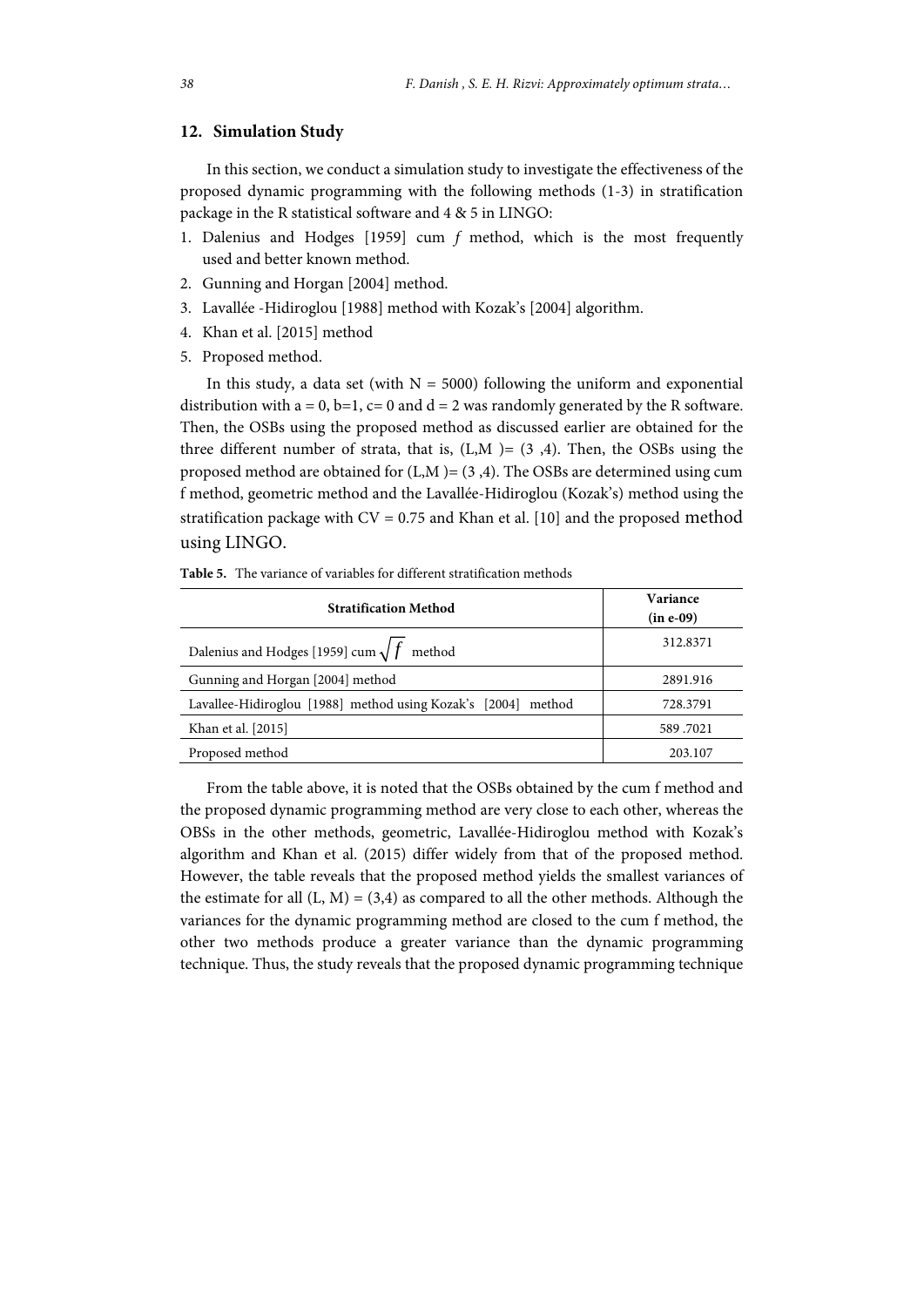## 12. Simulation Study

In this section, we conduct a simulation study to investigate the effectiveness of the proposed dynamic programming with the following methods (1-3) in stratification package in the R statistical software and 4 & 5 in LINGO:

1. Dalenius and Hodges [1959] cum *f* method, which is the most frequently used and better known method.
2. Gunning and Horgan [2004] method.
3. Lavallée -Hidiroglou [1988] method with Kozak's [2004] algorithm.
4. Khan et al. [2015] method
5. Proposed method.

In this study, a data set (with $N = 5000$) following the uniform and exponential distribution with $a = 0$, $b=1$, $c= 0$ and $d = 2$ was randomly generated by the R software. Then, the OSBs using the proposed method as discussed earlier are obtained for the three different number of strata, that is, $(L,M) = (3,4)$. Then, the OSBs using the proposed method are obtained for $(L,M) = (3,4)$. The OSBs are determined using cum f method, geometric method and the Lavallée-Hidiroglou (Kozak's) method using the stratification package with CV = 0.75 and Khan et al. [10] and the proposed method using LINGO.

**Table 5.** The variance of variables for different stratification methods

| Stratification Method | Variance (in e-09) |
|---|---|
| Dalenius and Hodges [1959] cum $\sqrt{f}$ method | 312.8371 |
| Gunning and Horgan [2004] method | 2891.916 |
| Lavallee-Hidiroglou [1988] method using Kozak's [2004] method | 728.3791 |
| Khan et al. [2015] | 589 .7021 |
| Proposed method | 203.107 |

From the table above, it is noted that the OSBs obtained by the cum f method and the proposed dynamic programming method are very close to each other, whereas the OBSs in the other methods, geometric, Lavallée-Hidiroglou method with Kozak's algorithm and Khan et al. (2015) differ widely from that of the proposed method. However, the table reveals that the proposed method yields the smallest variances of the estimate for all $(L, M) = (3,4)$ as compared to all the other methods. Although the variances for the dynamic programming method are closed to the cum f method, the other two methods produce a greater variance than the dynamic programming technique. Thus, the study reveals that the proposed dynamic programming technique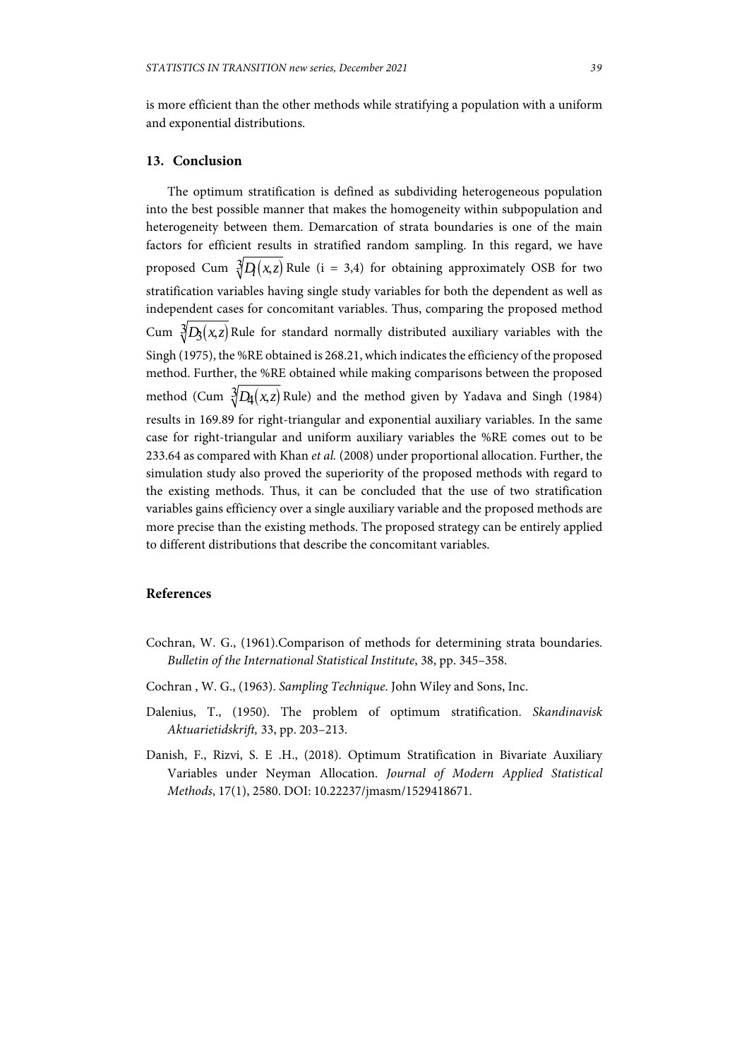is more efficient than the other methods while stratifying a population with a uniform and exponential distributions.

## 13. Conclusion

The optimum stratification is defined as subdividing heterogeneous population into the best possible manner that makes the homogeneity within subpopulation and heterogeneity between them. Demarcation of strata boundaries is one of the main factors for efficient results in stratified random sampling. In this regard, we have proposed Cum $\sqrt[3]{D_i(x,z)}$ Rule (i = 3,4) for obtaining approximately OSB for two stratification variables having single study variables for both the dependent as well as independent cases for concomitant variables. Thus, comparing the proposed method Cum $\sqrt[3]{D_3(x,z)}$ Rule for standard normally distributed auxiliary variables with the Singh (1975), the %RE obtained is 268.21, which indicates the efficiency of the proposed method. Further, the %RE obtained while making comparisons between the proposed method (Cum $\sqrt[3]{D_4(x,z)}$ Rule) and the method given by Yadava and Singh (1984) results in 169.89 for right-triangular and exponential auxiliary variables. In the same case for right-triangular and uniform auxiliary variables the %RE comes out to be 233.64 as compared with Khan *et al.* (2008) under proportional allocation. Further, the simulation study also proved the superiority of the proposed methods with regard to the existing methods. Thus, it can be concluded that the use of two stratification variables gains efficiency over a single auxiliary variable and the proposed methods are more precise than the existing methods. The proposed strategy can be entirely applied to different distributions that describe the concomitant variables.

## References

Cochran, W. G., (1961).Comparison of methods for determining strata boundaries. *Bulletin of the International Statistical Institute*, 38, pp. 345–358.

Cochran , W. G., (1963). *Sampling Technique*. John Wiley and Sons, Inc.

Dalenius, T., (1950). The problem of optimum stratification. *Skandinavisk Aktuarietidskrift,* 33, pp. 203–213.

Danish, F., Rizvi, S. E .H., (2018). Optimum Stratification in Bivariate Auxiliary Variables under Neyman Allocation. *Journal of Modern Applied Statistical Methods*, 17(1), 2580. DOI: 10.22237/jmasm/1529418671.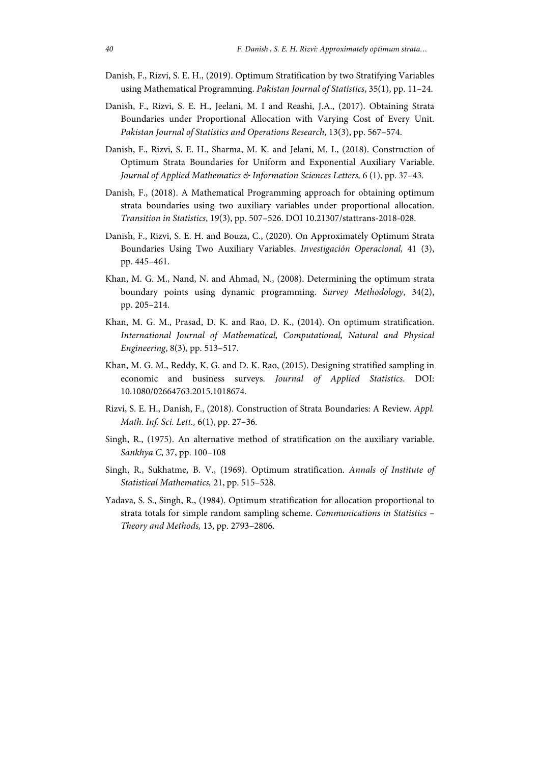Danish, F., Rizvi, S. E. H., (2019). Optimum Stratification by two Stratifying Variables using Mathematical Programming. *Pakistan Journal of Statistics*, 35(1), pp. 11–24.

Danish, F., Rizvi, S. E. H., Jeelani, M. I and Reashi, J.A., (2017). Obtaining Strata Boundaries under Proportional Allocation with Varying Cost of Every Unit. *Pakistan Journal of Statistics and Operations Research*, 13(3), pp. 567–574.

Danish, F., Rizvi, S. E. H., Sharma, M. K. and Jelani, M. I., (2018). Construction of Optimum Strata Boundaries for Uniform and Exponential Auxiliary Variable. *Journal of Applied Mathematics & Information Sciences Letters,* 6 (1), pp. 37–43.

Danish, F., (2018). A Mathematical Programming approach for obtaining optimum strata boundaries using two auxiliary variables under proportional allocation. *Transition in Statistics*, 19(3), pp. 507–526. DOI 10.21307/stattrans-2018-028.

Danish, F., Rizvi, S. E. H. and Bouza, C., (2020). On Approximately Optimum Strata Boundaries Using Two Auxiliary Variables. *Investigación Operacional,* 41 (3), pp. 445–461.

Khan, M. G. M., Nand, N. and Ahmad, N., (2008). Determining the optimum strata boundary points using dynamic programming. *Survey Methodology*, 34(2), pp. 205–214.

Khan, M. G. M., Prasad, D. K. and Rao, D. K., (2014). On optimum stratification. *International Journal of Mathematical, Computational, Natural and Physical Engineering*, 8(3), pp. 513–517.

Khan, M. G. M., Reddy, K. G. and D. K. Rao, (2015). Designing stratified sampling in economic and business surveys. *Journal of Applied Statistics*. DOI: 10.1080/02664763.2015.1018674.

Rizvi, S. E. H., Danish, F., (2018). Construction of Strata Boundaries: A Review. *Appl. Math. Inf. Sci. Lett.,* 6(1), pp. 27–36.

Singh, R., (1975). An alternative method of stratification on the auxiliary variable. *Sankhya C*, 37, pp. 100–108

Singh, R., Sukhatme, B. V., (1969). Optimum stratification. *Annals of Institute of Statistical Mathematics,* 21, pp. 515–528.

Yadava, S. S., Singh, R., (1984). Optimum stratification for allocation proportional to strata totals for simple random sampling scheme. *Communications in Statistics – Theory and Methods,* 13, pp. 2793–2806.